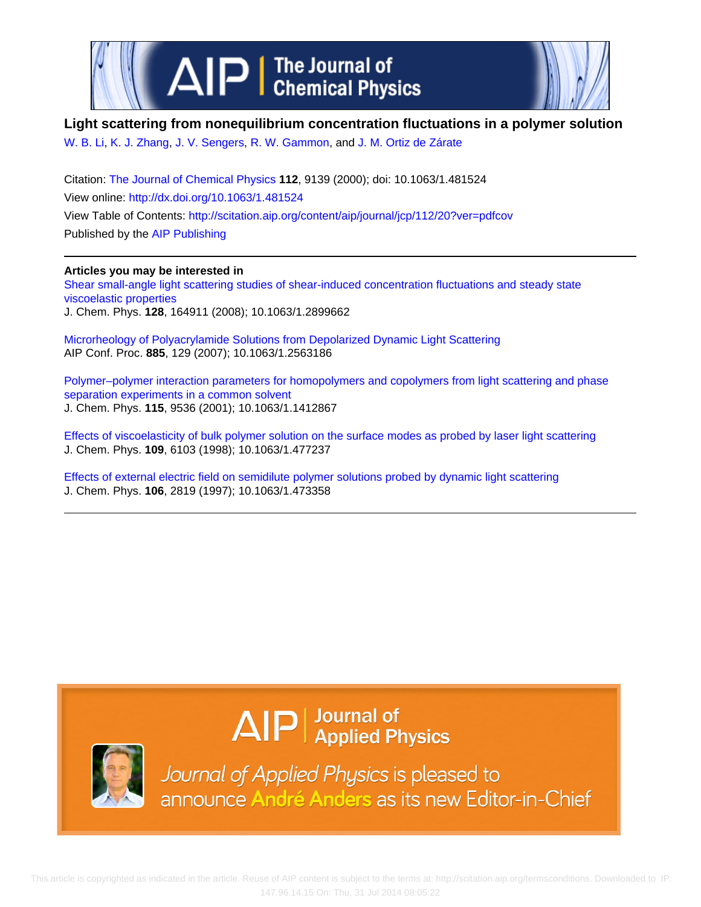# Light scattering from nonequilibrium concentration fluctuations in a polymer solution

W. B. Li, K. J. Zhang, J. V. Sengers, R. W. Gammon, and J. M. Ortiz de Zárate

Citation: The Journal of Chemical Physics **112**, 9139 (2000); doi: 10.1063/1.481524

View online: http://dx.doi.org/10.1063/1.481524

View Table of Contents: http://scitation.aip.org/content/aip/journal/jcp/112/20?ver=pdfcov

Published by the AIP Publishing

---

**Articles you may be interested in**

Shear small-angle light scattering studies of shear-induced concentration fluctuations and steady state viscoelastic properties
J. Chem. Phys. **128**, 164911 (2008); 10.1063/1.2899662

Microrheology of Polyacrylamide Solutions from Depolarized Dynamic Light Scattering
AIP Conf. Proc. **885**, 129 (2007); 10.1063/1.2563186

Polymer–polymer interaction parameters for homopolymers and copolymers from light scattering and phase separation experiments in a common solvent
J. Chem. Phys. **115**, 9536 (2001); 10.1063/1.1412867

Effects of viscoelasticity of bulk polymer solution on the surface modes as probed by laser light scattering
J. Chem. Phys. **109**, 6103 (1998); 10.1063/1.477237

Effects of external electric field on semidilute polymer solutions probed by dynamic light scattering
J. Chem. Phys. **106**, 2819 (1997); 10.1063/1.473358

---

AIP | Journal of Applied Physics

*Journal of Applied Physics* is pleased to announce **André Anders** as its new Editor-in-Chief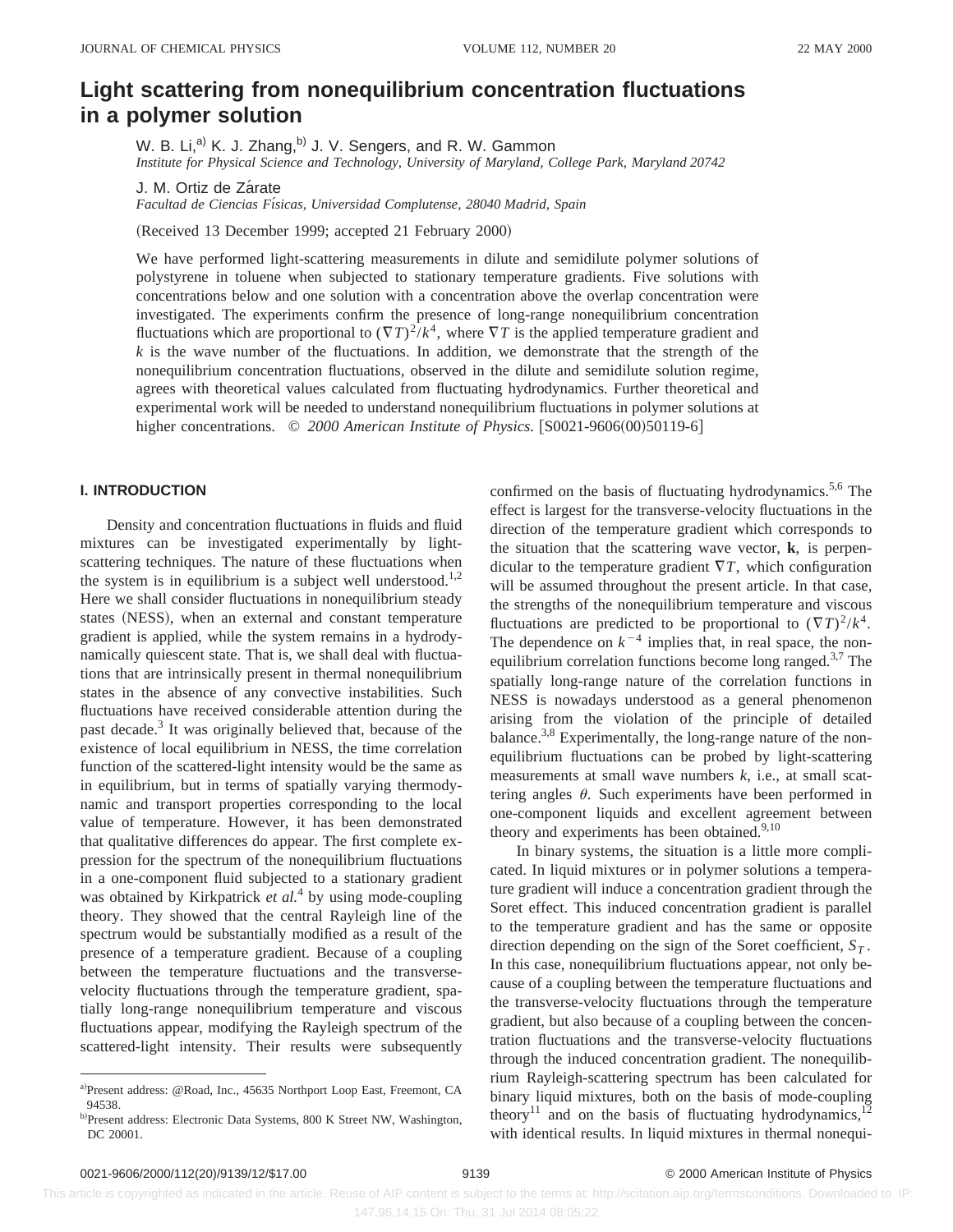# Light scattering from nonequilibrium concentration fluctuations in a polymer solution

W. B. Li,[a] K. J. Zhang,[b] J. V. Sengers, and R. W. Gammon

*Institute for Physical Science and Technology, University of Maryland, College Park, Maryland 20742*

J. M. Ortiz de Zárate

*Facultad de Ciencias Físicas, Universidad Complutense, 28040 Madrid, Spain*

(Received 13 December 1999; accepted 21 February 2000)

We have performed light-scattering measurements in dilute and semidilute polymer solutions of polystyrene in toluene when subjected to stationary temperature gradients. Five solutions with concentrations below and one solution with a concentration above the overlap concentration were investigated. The experiments confirm the presence of long-range nonequilibrium concentration fluctuations which are proportional to $(\nabla T)^2/k^4$, where $\nabla T$ is the applied temperature gradient and $k$ is the wave number of the fluctuations. In addition, we demonstrate that the strength of the nonequilibrium concentration fluctuations, observed in the dilute and semidilute solution regime, agrees with theoretical values calculated from fluctuating hydrodynamics. Further theoretical and experimental work will be needed to understand nonequilibrium fluctuations in polymer solutions at higher concentrations. © *2000 American Institute of Physics.* [S0021-9606(00)50119-6]

## I. INTRODUCTION

Density and concentration fluctuations in fluids and fluid mixtures can be investigated experimentally by light-scattering techniques. The nature of these fluctuations when the system is in equilibrium is a subject well understood.[1,2] Here we shall consider fluctuations in nonequilibrium steady states (NESS), when an external and constant temperature gradient is applied, while the system remains in a hydrodynamically quiescent state. That is, we shall deal with fluctuations that are intrinsically present in thermal nonequilibrium states in the absence of any convective instabilities. Such fluctuations have received considerable attention during the past decade.[3] It was originally believed that, because of the existence of local equilibrium in NESS, the time correlation function of the scattered-light intensity would be the same as in equilibrium, but in terms of spatially varying thermodynamic and transport properties corresponding to the local value of temperature. However, it has been demonstrated that qualitative differences do appear. The first complete expression for the spectrum of the nonequilibrium fluctuations in a one-component fluid subjected to a stationary gradient was obtained by Kirkpatrick *et al.*[4] by using mode-coupling theory. They showed that the central Rayleigh line of the spectrum would be substantially modified as a result of the presence of a temperature gradient. Because of a coupling between the temperature fluctuations and the transverse-velocity fluctuations through the temperature gradient, spatially long-range nonequilibrium temperature and viscous fluctuations appear, modifying the Rayleigh spectrum of the scattered-light intensity. Their results were subsequently confirmed on the basis of fluctuating hydrodynamics.[5,6] The effect is largest for the transverse-velocity fluctuations in the direction of the temperature gradient which corresponds to the situation that the scattering wave vector, $\mathbf{k}$, is perpendicular to the temperature gradient $\nabla T$, which configuration will be assumed throughout the present article. In that case, the strengths of the nonequilibrium temperature and viscous fluctuations are predicted to be proportional to $(\nabla T)^2/k^4$. The dependence on $k^{-4}$ implies that, in real space, the nonequilibrium correlation functions become long ranged.[3,7] The spatially long-range nature of the correlation functions in NESS is nowadays understood as a general phenomenon arising from the violation of the principle of detailed balance.[3,8] Experimentally, the long-range nature of the nonequilibrium fluctuations can be probed by light-scattering measurements at small wave numbers $k$, i.e., at small scattering angles $\theta$. Such experiments have been performed in one-component liquids and excellent agreement between theory and experiments has been obtained.[9,10]

In binary systems, the situation is a little more complicated. In liquid mixtures or in polymer solutions a temperature gradient will induce a concentration gradient through the Soret effect. This induced concentration gradient is parallel to the temperature gradient and has the same or opposite direction depending on the sign of the Soret coefficient, $S_T$. In this case, nonequilibrium fluctuations appear, not only because of a coupling between the temperature fluctuations and the transverse-velocity fluctuations through the temperature gradient, but also because of a coupling between the concentration fluctuations and the transverse-velocity fluctuations through the induced concentration gradient. The nonequilibrium Rayleigh-scattering spectrum has been calculated for binary liquid mixtures, both on the basis of mode-coupling theory[11] and on the basis of fluctuating hydrodynamics,[12] with identical results. In liquid mixtures in thermal nonequi-

[a] Present address: @Road, Inc., 45635 Northport Loop East, Freemont, CA 94538.

[b] Present address: Electronic Data Systems, 800 K Street NW, Washington, DC 20001.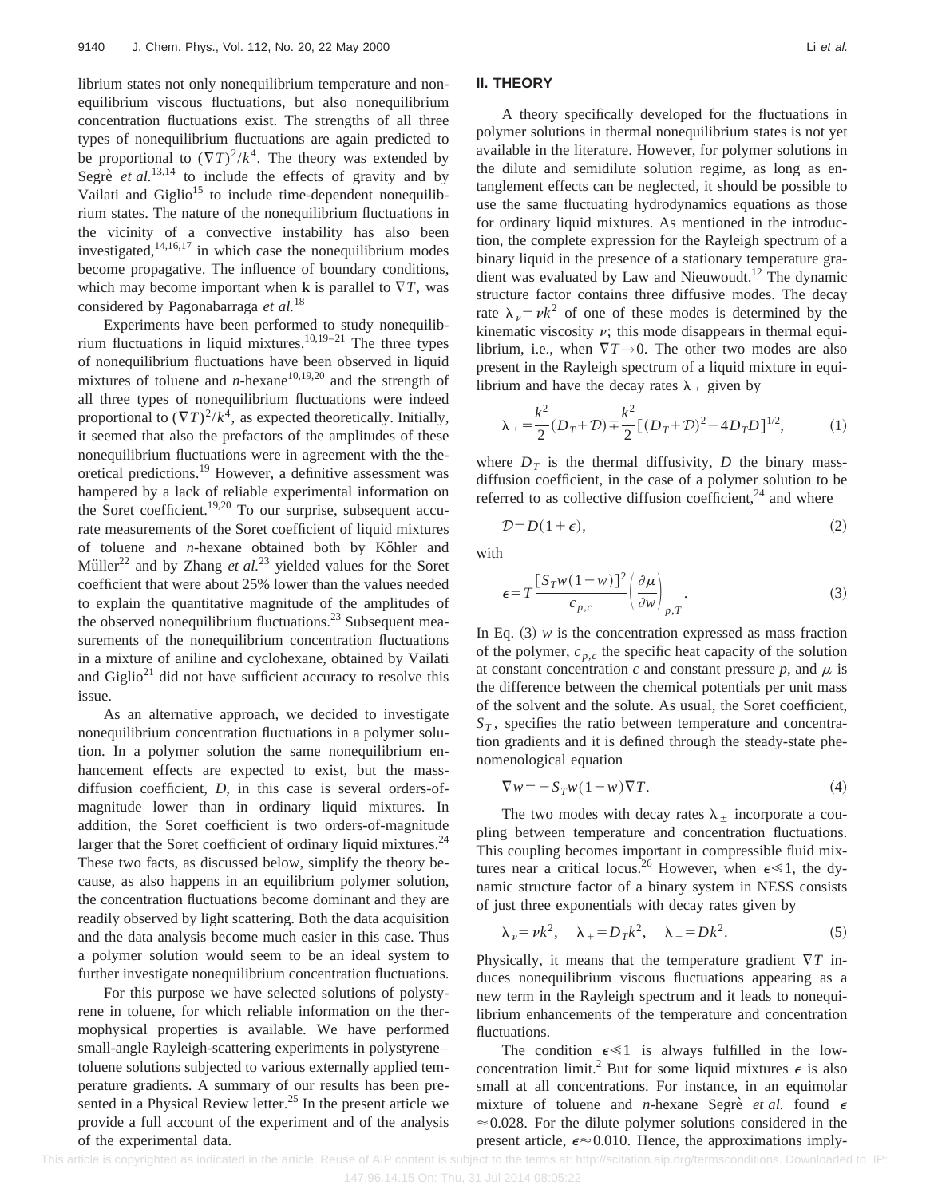librium states not only nonequilibrium temperature and nonequilibrium viscous fluctuations, but also nonequilibrium concentration fluctuations exist. The strengths of all three types of nonequilibrium fluctuations are again predicted to be proportional to $(\nabla T)^2/k^4$. The theory was extended by Segrè *et al.*[13,14] to include the effects of gravity and by Vailati and Giglio[15] to include time-dependent nonequilibrium states. The nature of the nonequilibrium fluctuations in the vicinity of a convective instability has also been investigated,[14,16,17] in which case the nonequilibrium modes become propagative. The influence of boundary conditions, which may become important when **k** is parallel to $\nabla T$, was considered by Pagonabarraga *et al.*[18]

Experiments have been performed to study nonequilibrium fluctuations in liquid mixtures.[10,19–21] The three types of nonequilibrium fluctuations have been observed in liquid mixtures of toluene and *n*-hexane[10,19,20] and the strength of all three types of nonequilibrium fluctuations were indeed proportional to $(\nabla T)^2/k^4$, as expected theoretically. Initially, it seemed that also the prefactors of the amplitudes of these nonequilibrium fluctuations were in agreement with the theoretical predictions.[19] However, a definitive assessment was hampered by a lack of reliable experimental information on the Soret coefficient.[19,20] To our surprise, subsequent accurate measurements of the Soret coefficient of liquid mixtures of toluene and *n*-hexane obtained both by Köhler and Müller[22] and by Zhang *et al.*[23] yielded values for the Soret coefficient that were about 25% lower than the values needed to explain the quantitative magnitude of the amplitudes of the observed nonequilibrium fluctuations.[23] Subsequent measurements of the nonequilibrium concentration fluctuations in a mixture of aniline and cyclohexane, obtained by Vailati and Giglio[21] did not have sufficient accuracy to resolve this issue.

As an alternative approach, we decided to investigate nonequilibrium concentration fluctuations in a polymer solution. In a polymer solution the same nonequilibrium enhancement effects are expected to exist, but the mass-diffusion coefficient, $D$, in this case is several orders-of-magnitude lower than in ordinary liquid mixtures. In addition, the Soret coefficient is two orders-of-magnitude larger that the Soret coefficient of ordinary liquid mixtures.[24] These two facts, as discussed below, simplify the theory because, as also happens in an equilibrium polymer solution, the concentration fluctuations become dominant and they are readily observed by light scattering. Both the data acquisition and the data analysis become much easier in this case. Thus a polymer solution would seem to be an ideal system to further investigate nonequilibrium concentration fluctuations.

For this purpose we have selected solutions of polystyrene in toluene, for which reliable information on the thermophysical properties is available. We have performed small-angle Rayleigh-scattering experiments in polystyrene–toluene solutions subjected to various externally applied temperature gradients. A summary of our results has been presented in a Physical Review letter.[25] In the present article we provide a full account of the experiment and of the analysis of the experimental data.

## II. THEORY

A theory specifically developed for the fluctuations in polymer solutions in thermal nonequilibrium states is not yet available in the literature. However, for polymer solutions in the dilute and semidilute solution regime, as long as entanglement effects can be neglected, it should be possible to use the same fluctuating hydrodynamics equations as those for ordinary liquid mixtures. As mentioned in the introduction, the complete expression for the Rayleigh spectrum of a binary liquid in the presence of a stationary temperature gradient was evaluated by Law and Nieuwoudt.[12] The dynamic structure factor contains three diffusive modes. The decay rate $\lambda_\nu = \nu k^2$ of one of these modes is determined by the kinematic viscosity $\nu$; this mode disappears in thermal equilibrium, i.e., when $\nabla T \to 0$. The other two modes are also present in the Rayleigh spectrum of a liquid mixture in equilibrium and have the decay rates $\lambda_\pm$ given by

$$\lambda_\pm = \frac{k^2}{2}(D_T + \mathcal{D}) \mp \frac{k^2}{2}\left[(D_T + \mathcal{D})^2 - 4D_T D\right]^{1/2}, \tag{1}$$

where $D_T$ is the thermal diffusivity, $D$ the binary mass-diffusion coefficient, in the case of a polymer solution to be referred to as collective diffusion coefficient,[24] and where

$$\mathcal{D} = D(1+\epsilon), \tag{2}$$

with

$$\epsilon = T\frac{[S_T w(1-w)]^2}{c_{p,c}}\left(\frac{\partial \mu}{\partial w}\right)_{p,T}. \tag{3}$$

In Eq. (3) $w$ is the concentration expressed as mass fraction of the polymer, $c_{p,c}$ the specific heat capacity of the solution at constant concentration $c$ and constant pressure $p$, and $\mu$ is the difference between the chemical potentials per unit mass of the solvent and the solute. As usual, the Soret coefficient, $S_T$, specifies the ratio between temperature and concentration gradients and it is defined through the steady-state phenomenological equation

$$\nabla w = -S_T w(1-w)\nabla T. \tag{4}$$

The two modes with decay rates $\lambda_\pm$ incorporate a coupling between temperature and concentration fluctuations. This coupling becomes important in compressible fluid mixtures near a critical locus.[26] However, when $\epsilon \ll 1$, the dynamic structure factor of a binary system in NESS consists of just three exponentials with decay rates given by

$$\lambda_\nu = \nu k^2, \quad \lambda_+ = D_T k^2, \quad \lambda_- = D k^2. \tag{5}$$

Physically, it means that the temperature gradient $\nabla T$ induces nonequilibrium viscous fluctuations appearing as a new term in the Rayleigh spectrum and it leads to nonequilibrium enhancements of the temperature and concentration fluctuations.

The condition $\epsilon \ll 1$ is always fulfilled in the low-concentration limit.[2] But for some liquid mixtures $\epsilon$ is also small at all concentrations. For instance, in an equimolar mixture of toluene and *n*-hexane Segrè *et al.* found $\epsilon \approx 0.028$. For the dilute polymer solutions considered in the present article, $\epsilon \approx 0.010$. Hence, the approximations imply-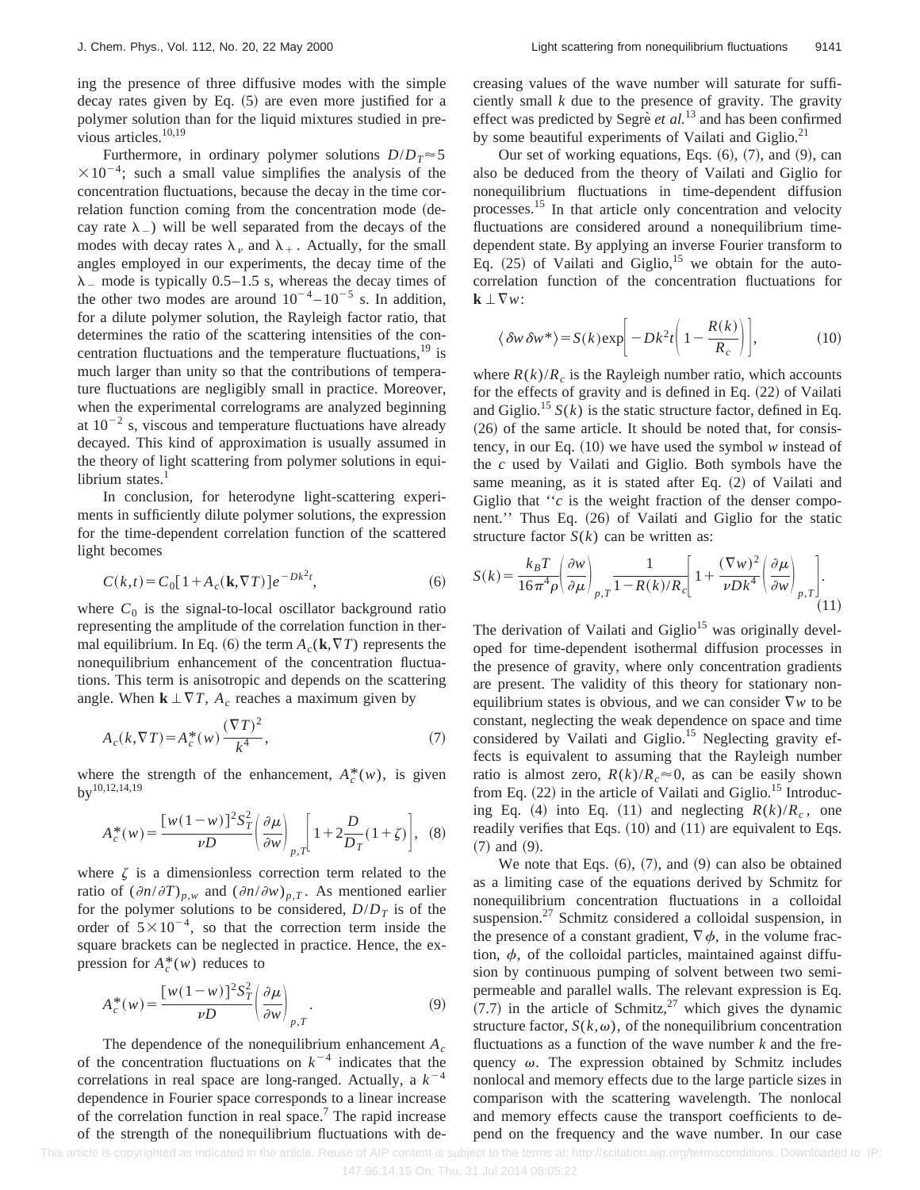ing the presence of three diffusive modes with the simple decay rates given by Eq. (5) are even more justified for a polymer solution than for the liquid mixtures studied in previous articles.[10,19]

Furthermore, in ordinary polymer solutions $D/D_T \approx 5 \times 10^{-4}$; such a small value simplifies the analysis of the concentration fluctuations, because the decay in the time correlation function coming from the concentration mode (decay rate $\lambda_-$) will be well separated from the decays of the modes with decay rates $\lambda_\nu$ and $\lambda_+$. Actually, for the small angles employed in our experiments, the decay time of the $\lambda_-$ mode is typically 0.5–1.5 s, whereas the decay times of the other two modes are around $10^{-4}$–$10^{-5}$ s. In addition, for a dilute polymer solution, the Rayleigh factor ratio, that determines the ratio of the scattering intensities of the concentration fluctuations and the temperature fluctuations,[19] is much larger than unity so that the contributions of temperature fluctuations are negligibly small in practice. Moreover, when the experimental correlograms are analyzed beginning at $10^{-2}$ s, viscous and temperature fluctuations have already decayed. This kind of approximation is usually assumed in the theory of light scattering from polymer solutions in equilibrium states.[1]

In conclusion, for heterodyne light-scattering experiments in sufficiently dilute polymer solutions, the expression for the time-dependent correlation function of the scattered light becomes

$$C(k,t) = C_0[1 + A_c(\mathbf{k}, \nabla T)]e^{-Dk^2 t}, \tag{6}$$

where $C_0$ is the signal-to-local oscillator background ratio representing the amplitude of the correlation function in thermal equilibrium. In Eq. (6) the term $A_c(\mathbf{k}, \nabla T)$ represents the nonequilibrium enhancement of the concentration fluctuations. This term is anisotropic and depends on the scattering angle. When $\mathbf{k} \perp \nabla T$, $A_c$ reaches a maximum given by

$$A_c(k, \nabla T) = A_c^*(w)\frac{(\nabla T)^2}{k^4}, \tag{7}$$

where the strength of the enhancement, $A_c^*(w)$, is given by[10,12,14,19]

$$A_c^*(w) = \frac{[w(1-w)]^2 S_T^2}{\nu D}\left(\frac{\partial \mu}{\partial w}\right)_{p,T}\left[1 + 2\frac{D}{D_T}(1+\zeta)\right], \tag{8}$$

where $\zeta$ is a dimensionless correction term related to the ratio of $(\partial n/\partial T)_{p,w}$ and $(\partial n/\partial w)_{p,T}$. As mentioned earlier for the polymer solutions to be considered, $D/D_T$ is of the order of $5 \times 10^{-4}$, so that the correction term inside the square brackets can be neglected in practice. Hence, the expression for $A_c^*(w)$ reduces to

$$A_c^*(w) = \frac{[w(1-w)]^2 S_T^2}{\nu D}\left(\frac{\partial \mu}{\partial w}\right)_{p,T}. \tag{9}$$

The dependence of the nonequilibrium enhancement $A_c$ of the concentration fluctuations on $k^{-4}$ indicates that the correlations in real space are long-ranged. Actually, a $k^{-4}$ dependence in Fourier space corresponds to a linear increase of the correlation function in real space.[7] The rapid increase of the strength of the nonequilibrium fluctuations with decreasing values of the wave number will saturate for sufficiently small $k$ due to the presence of gravity. The gravity effect was predicted by Segrè *et al.*[13] and has been confirmed by some beautiful experiments of Vailati and Giglio.[21]

Our set of working equations, Eqs. (6), (7), and (9), can also be deduced from the theory of Vailati and Giglio for nonequilibrium fluctuations in time-dependent diffusion processes.[15] In that article only concentration and velocity fluctuations are considered around a nonequilibrium time-dependent state. By applying an inverse Fourier transform to Eq. (25) of Vailati and Giglio,[15] we obtain for the autocorrelation function of the concentration fluctuations for $\mathbf{k} \perp \nabla w$:

$$\langle \delta w \, \delta w^* \rangle = S(k)\exp\left[-Dk^2 t\left(1 - \frac{R(k)}{R_c}\right)\right], \tag{10}$$

where $R(k)/R_c$ is the Rayleigh number ratio, which accounts for the effects of gravity and is defined in Eq. (22) of Vailati and Giglio.[15] $S(k)$ is the static structure factor, defined in Eq. (26) of the same article. It should be noted that, for consistency, in our Eq. (10) we have used the symbol $w$ instead of the $c$ used by Vailati and Giglio. Both symbols have the same meaning, as it is stated after Eq. (2) of Vailati and Giglio that "$c$ is the weight fraction of the denser component." Thus Eq. (26) of Vailati and Giglio for the static structure factor $S(k)$ can be written as:

$$S(k) = \frac{k_B T}{16\pi^4 \rho}\left(\frac{\partial w}{\partial \mu}\right)_{p,T}\frac{1}{1 - R(k)/R_c}\left[1 + \frac{(\nabla w)^2}{\nu D k^4}\left(\frac{\partial \mu}{\partial w}\right)_{p,T}\right]. \tag{11}$$

The derivation of Vailati and Giglio[15] was originally developed for time-dependent isothermal diffusion processes in the presence of gravity, where only concentration gradients are present. The validity of this theory for stationary nonequilibrium states is obvious, and we can consider $\nabla w$ to be constant, neglecting the weak dependence on space and time considered by Vailati and Giglio.[15] Neglecting gravity effects is equivalent to assuming that the Rayleigh number ratio is almost zero, $R(k)/R_c \approx 0$, as can be easily shown from Eq. (22) in the article of Vailati and Giglio.[15] Introducing Eq. (4) into Eq. (11) and neglecting $R(k)/R_c$, one readily verifies that Eqs. (10) and (11) are equivalent to Eqs. (7) and (9).

We note that Eqs. (6), (7), and (9) can also be obtained as a limiting case of the equations derived by Schmitz for nonequilibrium concentration fluctuations in a colloidal suspension.[27] Schmitz considered a colloidal suspension, in the presence of a constant gradient, $\nabla \phi$, in the volume fraction, $\phi$, of the colloidal particles, maintained against diffusion by continuous pumping of solvent between two semipermeable and parallel walls. The relevant expression is Eq. (7.7) in the article of Schmitz,[27] which gives the dynamic structure factor, $S(k, \omega)$, of the nonequilibrium concentration fluctuations as a function of the wave number $k$ and the frequency $\omega$. The expression obtained by Schmitz includes nonlocal and memory effects due to the large particle sizes in comparison with the scattering wavelength. The nonlocal and memory effects cause the transport coefficients to depend on the frequency and the wave number. In our case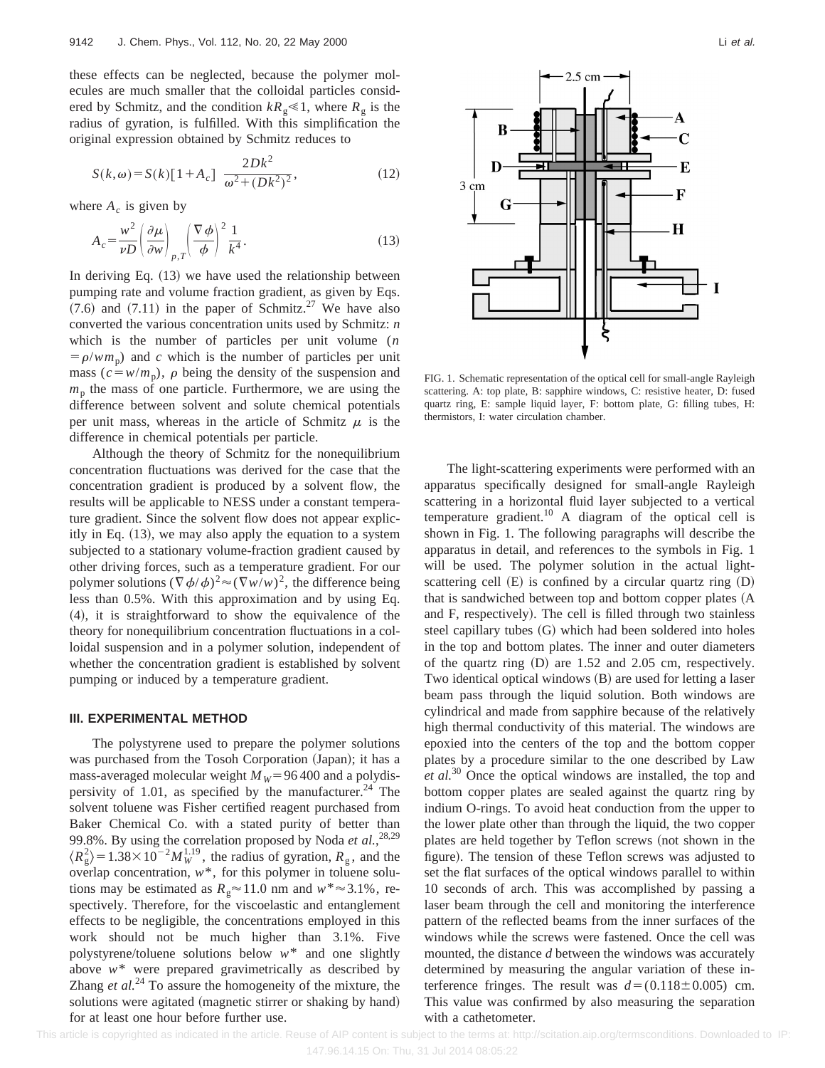these effects can be neglected, because the polymer molecules are much smaller that the colloidal particles considered by Schmitz, and the condition $kR_g \ll 1$, where $R_g$ is the radius of gyration, is fulfilled. With this simplification the original expression obtained by Schmitz reduces to

$$S(k,\omega)=S(k)[1+A_c]\ \frac{2Dk^2}{\omega^2+(Dk^2)^2}, \tag{12}$$

where $A_c$ is given by

$$A_c=\frac{w^2}{\nu D}\left(\frac{\partial\mu}{\partial w}\right)_{p,T}\left(\frac{\nabla\phi}{\phi}\right)^2\frac{1}{k^4}. \tag{13}$$

In deriving Eq. (13) we have used the relationship between pumping rate and volume fraction gradient, as given by Eqs. (7.6) and (7.11) in the paper of Schmitz.[27] We have also converted the various concentration units used by Schmitz: $n$ which is the number of particles per unit volume ($n=\rho/wm_p$) and $c$ which is the number of particles per unit mass ($c=w/m_p$), $\rho$ being the density of the suspension and $m_p$ the mass of one particle. Furthermore, we are using the difference between solvent and solute chemical potentials per unit mass, whereas in the article of Schmitz $\mu$ is the difference in chemical potentials per particle.

Although the theory of Schmitz for the nonequilibrium concentration fluctuations was derived for the case that the concentration gradient is produced by a solvent flow, the results will be applicable to NESS under a constant temperature gradient. Since the solvent flow does not appear explicitly in Eq. (13), we may also apply the equation to a system subjected to a stationary volume-fraction gradient caused by other driving forces, such as a temperature gradient. For our polymer solutions $(\nabla\phi/\phi)^2\approx(\nabla w/w)^2$, the difference being less than 0.5%. With this approximation and by using Eq. (4), it is straightforward to show the equivalence of the theory for nonequilibrium concentration fluctuations in a colloidal suspension and in a polymer solution, independent of whether the concentration gradient is established by solvent pumping or induced by a temperature gradient.

## III. EXPERIMENTAL METHOD

The polystyrene used to prepare the polymer solutions was purchased from the Tosoh Corporation (Japan); it has a mass-averaged molecular weight $M_W=96\,400$ and a polydispersity of 1.01, as specified by the manufacturer.[24] The solvent toluene was Fisher certified reagent purchased from Baker Chemical Co. with a stated purity of better than 99.8%. By using the correlation proposed by Noda *et al.*,[28,29] $\langle R_g^2\rangle=1.38\times10^{-2}M_W^{1.19}$, the radius of gyration, $R_g$, and the overlap concentration, $w^*$, for this polymer in toluene solutions may be estimated as $R_g\approx11.0$ nm and $w^*\approx3.1\%$, respectively. Therefore, for the viscoelastic and entanglement effects to be negligible, the concentrations employed in this work should not be much higher than 3.1%. Five polystyrene/toluene solutions below $w^*$ and one slightly above $w^*$ were prepared gravimetrically as described by Zhang *et al.*[24] To assure the homogeneity of the mixture, the solutions were agitated (magnetic stirrer or shaking by hand) for at least one hour before further use.

FIG. 1. Schematic representation of the optical cell for small-angle Rayleigh scattering. A: top plate, B: sapphire windows, C: resistive heater, D: fused quartz ring, E: sample liquid layer, F: bottom plate, G: filling tubes, H: thermistors, I: water circulation chamber.

The light-scattering experiments were performed with an apparatus specifically designed for small-angle Rayleigh scattering in a horizontal fluid layer subjected to a vertical temperature gradient.[10] A diagram of the optical cell is shown in Fig. 1. The following paragraphs will describe the apparatus in detail, and references to the symbols in Fig. 1 will be used. The polymer solution in the actual light-scattering cell (E) is confined by a circular quartz ring (D) that is sandwiched between top and bottom copper plates (A and F, respectively). The cell is filled through two stainless steel capillary tubes (G) which had been soldered into holes in the top and bottom plates. The inner and outer diameters of the quartz ring (D) are 1.52 and 2.05 cm, respectively. Two identical optical windows (B) are used for letting a laser beam pass through the liquid solution. Both windows are cylindrical and made from sapphire because of the relatively high thermal conductivity of this material. The windows are epoxied into the centers of the top and the bottom copper plates by a procedure similar to the one described by Law *et al.*[30] Once the optical windows are installed, the top and bottom copper plates are sealed against the quartz ring by indium O-rings. To avoid heat conduction from the upper to the lower plate other than through the liquid, the two copper plates are held together by Teflon screws (not shown in the figure). The tension of these Teflon screws was adjusted to set the flat surfaces of the optical windows parallel to within 10 seconds of arch. This was accomplished by passing a laser beam through the cell and monitoring the interference pattern of the reflected beams from the inner surfaces of the windows while the screws were fastened. Once the cell was mounted, the distance $d$ between the windows was accurately determined by measuring the angular variation of these interference fringes. The result was $d=(0.118\pm0.005)$ cm. This value was confirmed by also measuring the separation with a cathetometer.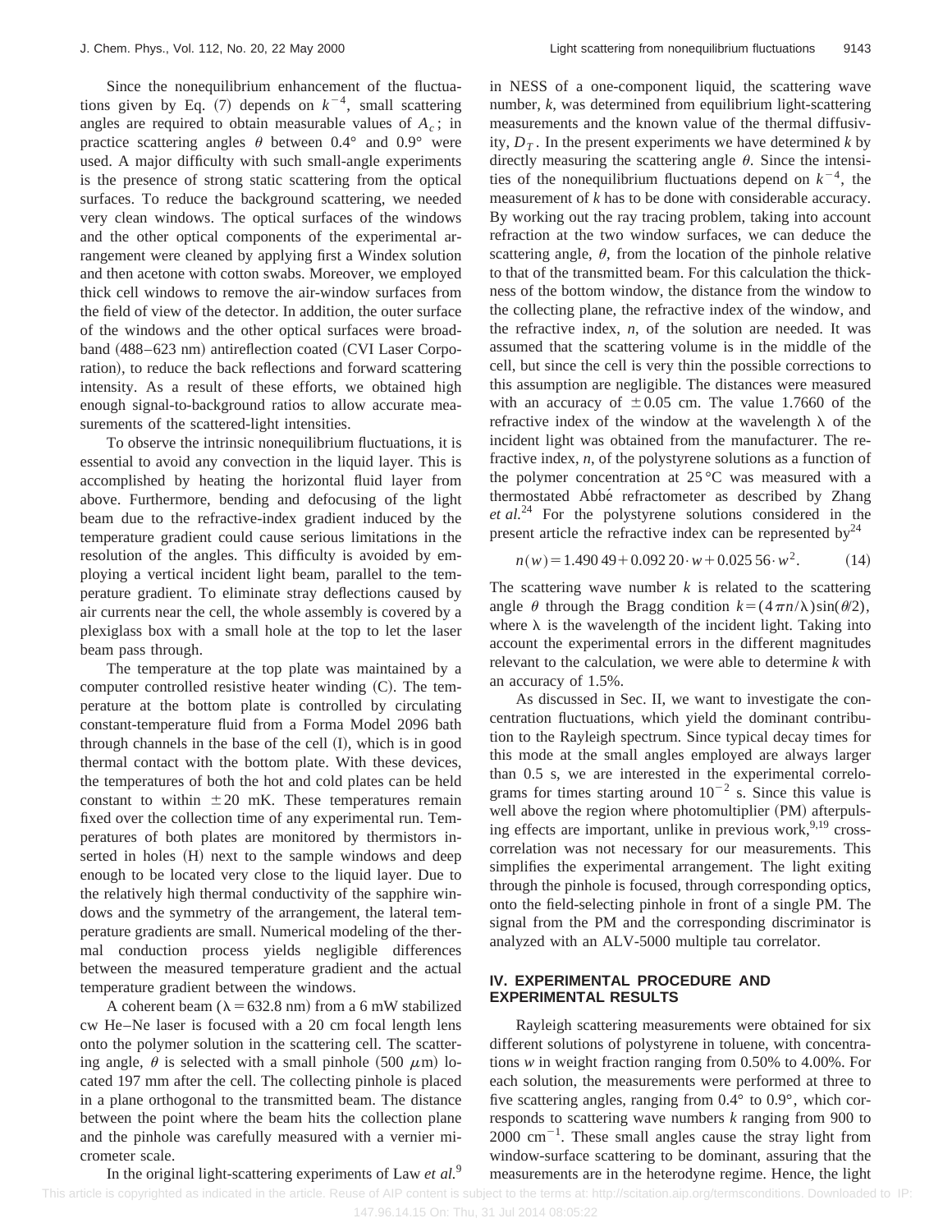Since the nonequilibrium enhancement of the fluctuations given by Eq. (7) depends on $k^{-4}$, small scattering angles are required to obtain measurable values of $A_c$; in practice scattering angles $\theta$ between 0.4° and 0.9° were used. A major difficulty with such small-angle experiments is the presence of strong static scattering from the optical surfaces. To reduce the background scattering, we needed very clean windows. The optical surfaces of the windows and the other optical components of the experimental arrangement were cleaned by applying first a Windex solution and then acetone with cotton swabs. Moreover, we employed thick cell windows to remove the air-window surfaces from the field of view of the detector. In addition, the outer surface of the windows and the other optical surfaces were broadband (488–623 nm) antireflection coated (CVI Laser Corporation), to reduce the back reflections and forward scattering intensity. As a result of these efforts, we obtained high enough signal-to-background ratios to allow accurate measurements of the scattered-light intensities.

To observe the intrinsic nonequilibrium fluctuations, it is essential to avoid any convection in the liquid layer. This is accomplished by heating the horizontal fluid layer from above. Furthermore, bending and defocusing of the light beam due to the refractive-index gradient induced by the temperature gradient could cause serious limitations in the resolution of the angles. This difficulty is avoided by employing a vertical incident light beam, parallel to the temperature gradient. To eliminate stray deflections caused by air currents near the cell, the whole assembly is covered by a plexiglass box with a small hole at the top to let the laser beam pass through.

The temperature at the top plate was maintained by a computer controlled resistive heater winding (C). The temperature at the bottom plate is controlled by circulating constant-temperature fluid from a Forma Model 2096 bath through channels in the base of the cell (I), which is in good thermal contact with the bottom plate. With these devices, the temperatures of both the hot and cold plates can be held constant to within $\pm 20$ mK. These temperatures remain fixed over the collection time of any experimental run. Temperatures of both plates are monitored by thermistors inserted in holes (H) next to the sample windows and deep enough to be located very close to the liquid layer. Due to the relatively high thermal conductivity of the sapphire windows and the symmetry of the arrangement, the lateral temperature gradients are small. Numerical modeling of the thermal conduction process yields negligible differences between the measured temperature gradient and the actual temperature gradient between the windows.

A coherent beam ($\lambda = 632.8$ nm) from a 6 mW stabilized cw He–Ne laser is focused with a 20 cm focal length lens onto the polymer solution in the scattering cell. The scattering angle, $\theta$ is selected with a small pinhole (500 $\mu$m) located 197 mm after the cell. The collecting pinhole is placed in a plane orthogonal to the transmitted beam. The distance between the point where the beam hits the collection plane and the pinhole was carefully measured with a vernier micrometer scale.

In the original light-scattering experiments of Law *et al.*[9] in NESS of a one-component liquid, the scattering wave number, $k$, was determined from equilibrium light-scattering measurements and the known value of the thermal diffusivity, $D_T$. In the present experiments we have determined $k$ by directly measuring the scattering angle $\theta$. Since the intensities of the nonequilibrium fluctuations depend on $k^{-4}$, the measurement of $k$ has to be done with considerable accuracy. By working out the ray tracing problem, taking into account refraction at the two window surfaces, we can deduce the scattering angle, $\theta$, from the location of the pinhole relative to that of the transmitted beam. For this calculation the thickness of the bottom window, the distance from the window to the collecting plane, the refractive index of the window, and the refractive index, $n$, of the solution are needed. It was assumed that the scattering volume is in the middle of the cell, but since the cell is very thin the possible corrections to this assumption are negligible. The distances were measured with an accuracy of $\pm 0.05$ cm. The value 1.7660 of the refractive index of the window at the wavelength $\lambda$ of the incident light was obtained from the manufacturer. The refractive index, $n$, of the polystyrene solutions as a function of the polymer concentration at 25 °C was measured with a thermostated Abbé refractometer as described by Zhang *et al.*[24] For the polystyrene solutions considered in the present article the refractive index can be represented by[24]

$$n(w) = 1.490\,49 + 0.092\,20 \cdot w + 0.025\,56 \cdot w^2. \tag{14}$$

The scattering wave number $k$ is related to the scattering angle $\theta$ through the Bragg condition $k = (4\pi n/\lambda)\sin(\theta/2)$, where $\lambda$ is the wavelength of the incident light. Taking into account the experimental errors in the different magnitudes relevant to the calculation, we were able to determine $k$ with an accuracy of 1.5%.

As discussed in Sec. II, we want to investigate the concentration fluctuations, which yield the dominant contribution to the Rayleigh spectrum. Since typical decay times for this mode at the small angles employed are always larger than 0.5 s, we are interested in the experimental correlograms for times starting around $10^{-2}$ s. Since this value is well above the region where photomultiplier (PM) afterpulsing effects are important, unlike in previous work,[9,19] cross-correlation was not necessary for our measurements. This simplifies the experimental arrangement. The light exiting through the pinhole is focused, through corresponding optics, onto the field-selecting pinhole in front of a single PM. The signal from the PM and the corresponding discriminator is analyzed with an ALV-5000 multiple tau correlator.

## IV. EXPERIMENTAL PROCEDURE AND EXPERIMENTAL RESULTS

Rayleigh scattering measurements were obtained for six different solutions of polystyrene in toluene, with concentrations $w$ in weight fraction ranging from 0.50% to 4.00%. For each solution, the measurements were performed at three to five scattering angles, ranging from 0.4° to 0.9°, which corresponds to scattering wave numbers $k$ ranging from 900 to 2000 cm$^{-1}$. These small angles cause the stray light from window-surface scattering to be dominant, assuring that the measurements are in the heterodyne regime. Hence, the light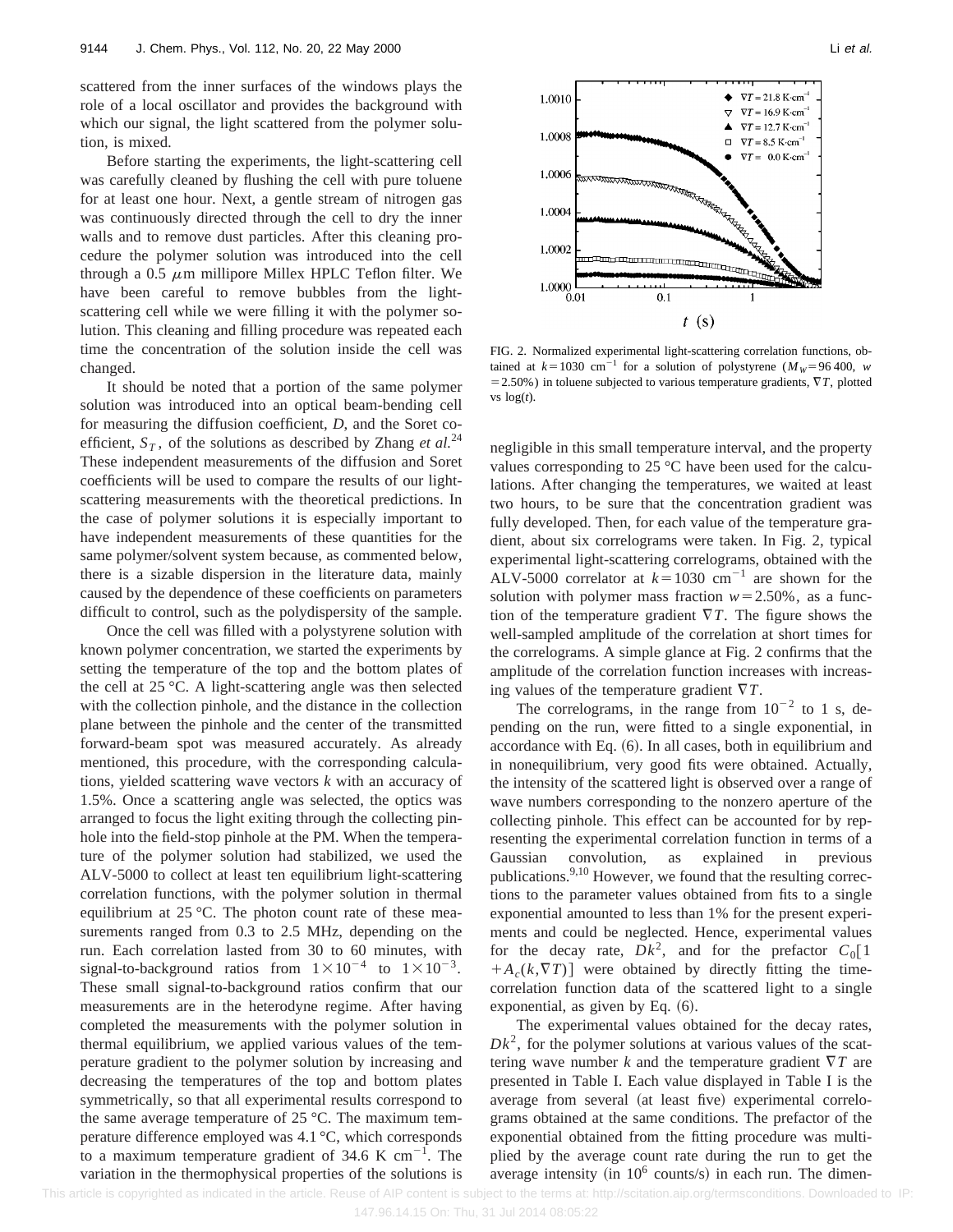scattered from the inner surfaces of the windows plays the role of a local oscillator and provides the background with which our signal, the light scattered from the polymer solution, is mixed.

Before starting the experiments, the light-scattering cell was carefully cleaned by flushing the cell with pure toluene for at least one hour. Next, a gentle stream of nitrogen gas was continuously directed through the cell to dry the inner walls and to remove dust particles. After this cleaning procedure the polymer solution was introduced into the cell through a 0.5 $\mu$m millipore Millex HPLC Teflon filter. We have been careful to remove bubbles from the light-scattering cell while we were filling it with the polymer solution. This cleaning and filling procedure was repeated each time the concentration of the solution inside the cell was changed.

It should be noted that a portion of the same polymer solution was introduced into an optical beam-bending cell for measuring the diffusion coefficient, $D$, and the Soret coefficient, $S_T$, of the solutions as described by Zhang *et al.*[24] These independent measurements of the diffusion and Soret coefficients will be used to compare the results of our light-scattering measurements with the theoretical predictions. In the case of polymer solutions it is especially important to have independent measurements of these quantities for the same polymer/solvent system because, as commented below, there is a sizable dispersion in the literature data, mainly caused by the dependence of these coefficients on parameters difficult to control, such as the polydispersity of the sample.

Once the cell was filled with a polystyrene solution with known polymer concentration, we started the experiments by setting the temperature of the top and the bottom plates of the cell at 25 °C. A light-scattering angle was then selected with the collection pinhole, and the distance in the collection plane between the pinhole and the center of the transmitted forward-beam spot was measured accurately. As already mentioned, this procedure, with the corresponding calculations, yielded scattering wave vectors $k$ with an accuracy of 1.5%. Once a scattering angle was selected, the optics was arranged to focus the light exiting through the collecting pinhole into the field-stop pinhole at the PM. When the temperature of the polymer solution had stabilized, we used the ALV-5000 to collect at least ten equilibrium light-scattering correlation functions, with the polymer solution in thermal equilibrium at 25 °C. The photon count rate of these measurements ranged from 0.3 to 2.5 MHz, depending on the run. Each correlation lasted from 30 to 60 minutes, with signal-to-background ratios from $1\times10^{-4}$ to $1\times10^{-3}$. These small signal-to-background ratios confirm that our measurements are in the heterodyne regime. After having completed the measurements with the polymer solution in thermal equilibrium, we applied various values of the temperature gradient to the polymer solution by increasing and decreasing the temperatures of the top and bottom plates symmetrically, so that all experimental results correspond to the same average temperature of 25 °C. The maximum temperature difference employed was 4.1 °C, which corresponds to a maximum temperature gradient of 34.6 K cm$^{-1}$. The variation in the thermophysical properties of the solutions is negligible in this small temperature interval, and the property values corresponding to 25 °C have been used for the calculations. After changing the temperatures, we waited at least two hours, to be sure that the concentration gradient was fully developed. Then, for each value of the temperature gradient, about six correlograms were taken. In Fig. 2, typical experimental light-scattering correlograms, obtained with the ALV-5000 correlator at $k=1030$ cm$^{-1}$ are shown for the solution with polymer mass fraction $w=2.50\%$, as a function of the temperature gradient $\nabla T$. The figure shows the well-sampled amplitude of the correlation at short times for the correlograms. A simple glance at Fig. 2 confirms that the amplitude of the correlation function increases with increasing values of the temperature gradient $\nabla T$.

FIG. 2. Normalized experimental light-scattering correlation functions, obtained at $k=1030$ cm$^{-1}$ for a solution of polystyrene ($M_W=96\,400$, $w=2.50\%$) in toluene subjected to various temperature gradients, $\nabla T$, plotted vs $\log(t)$.

The correlograms, in the range from $10^{-2}$ to 1 s, depending on the run, were fitted to a single exponential, in accordance with Eq. (6). In all cases, both in equilibrium and in nonequilibrium, very good fits were obtained. Actually, the intensity of the scattered light is observed over a range of wave numbers corresponding to the nonzero aperture of the collecting pinhole. This effect can be accounted for by representing the experimental correlation function in terms of a Gaussian convolution, as explained in previous publications.[9,10] However, we found that the resulting corrections to the parameter values obtained from fits to a single exponential amounted to less than 1% for the present experiments and could be neglected. Hence, experimental values for the decay rate, $Dk^2$, and for the prefactor $C_0[1+A_c(k,\nabla T)]$ were obtained by directly fitting the time-correlation function data of the scattered light to a single exponential, as given by Eq. (6).

The experimental values obtained for the decay rates, $Dk^2$, for the polymer solutions at various values of the scattering wave number $k$ and the temperature gradient $\nabla T$ are presented in Table I. Each value displayed in Table I is the average from several (at least five) experimental correlograms obtained at the same conditions. The prefactor of the exponential obtained from the fitting procedure was multiplied by the average count rate during the run to get the average intensity (in $10^6$ counts/s) in each run. The dimen-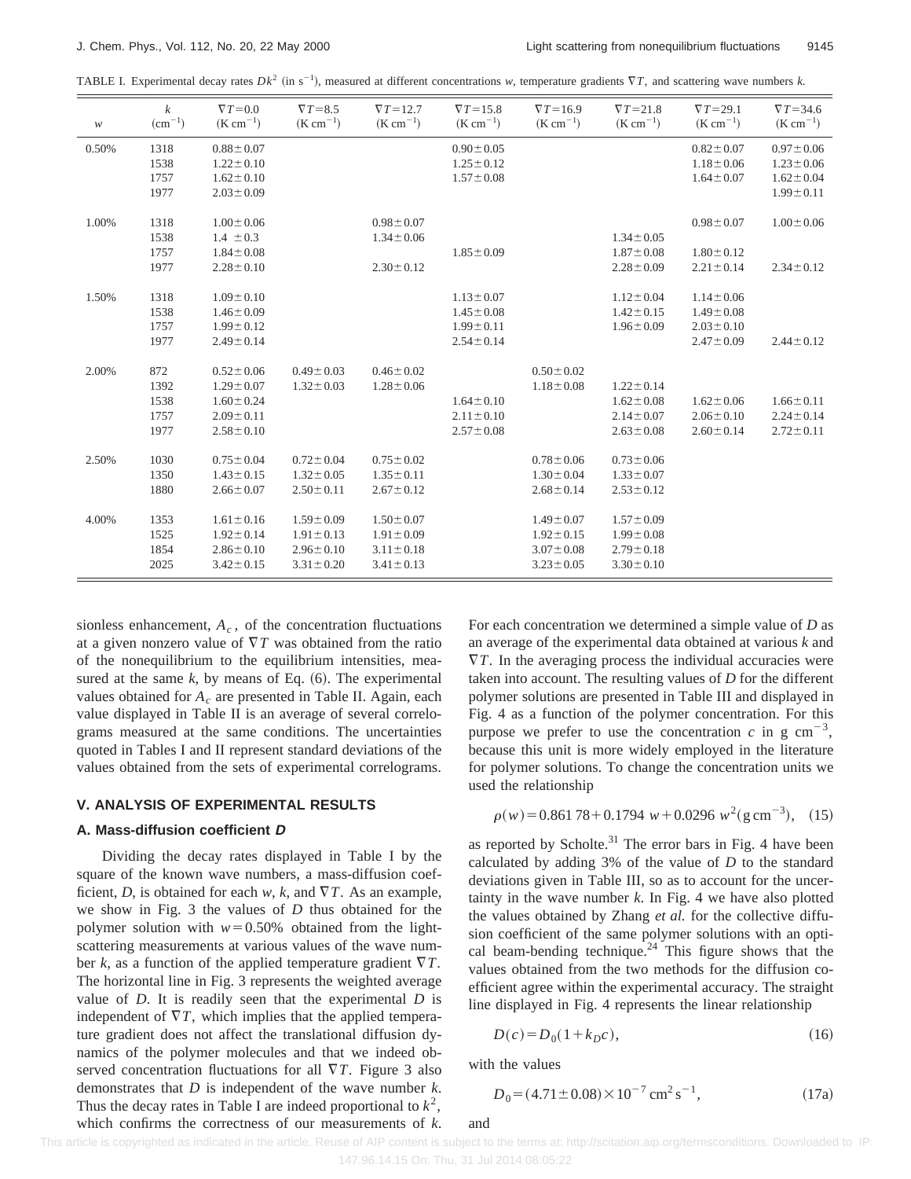TABLE I. Experimental decay rates $Dk^2$ (in $\mathrm{s}^{-1}$), measured at different concentrations $w$, temperature gradients $\nabla T$, and scattering wave numbers $k$.

| $w$ | $k$ ($\mathrm{cm}^{-1}$) | $\nabla T=0.0$ ($\mathrm{K\,cm}^{-1}$) | $\nabla T=8.5$ ($\mathrm{K\,cm}^{-1}$) | $\nabla T=12.7$ ($\mathrm{K\,cm}^{-1}$) | $\nabla T=15.8$ ($\mathrm{K\,cm}^{-1}$) | $\nabla T=16.9$ ($\mathrm{K\,cm}^{-1}$) | $\nabla T=21.8$ ($\mathrm{K\,cm}^{-1}$) | $\nabla T=29.1$ ($\mathrm{K\,cm}^{-1}$) | $\nabla T=34.6$ ($\mathrm{K\,cm}^{-1}$) |
|---|---|---|---|---|---|---|---|---|---|
| 0.50% | 1318 | $0.88\pm0.07$ | | | $0.90\pm0.05$ | | | $0.82\pm0.07$ | $0.97\pm0.06$ |
| | 1538 | $1.22\pm0.10$ | | | $1.25\pm0.12$ | | | $1.18\pm0.06$ | $1.23\pm0.06$ |
| | 1757 | $1.62\pm0.10$ | | | $1.57\pm0.08$ | | | $1.64\pm0.07$ | $1.62\pm0.04$ |
| | 1977 | $2.03\pm0.09$ | | | | | | | $1.99\pm0.11$ |
| 1.00% | 1318 | $1.00\pm0.06$ | | $0.98\pm0.07$ | | | | $0.98\pm0.07$ | $1.00\pm0.06$ |
| | 1538 | $1.4\ \pm0.3$ | | $1.34\pm0.06$ | | | $1.34\pm0.05$ | | |
| | 1757 | $1.84\pm0.08$ | | | $1.85\pm0.09$ | | $1.87\pm0.08$ | $1.80\pm0.12$ | |
| | 1977 | $2.28\pm0.10$ | | $2.30\pm0.12$ | | | $2.28\pm0.09$ | $2.21\pm0.14$ | $2.34\pm0.12$ |
| 1.50% | 1318 | $1.09\pm0.10$ | | | $1.13\pm0.07$ | | $1.12\pm0.04$ | $1.14\pm0.06$ | |
| | 1538 | $1.46\pm0.09$ | | | $1.45\pm0.08$ | | $1.42\pm0.15$ | $1.49\pm0.08$ | |
| | 1757 | $1.99\pm0.12$ | | | $1.99\pm0.11$ | | $1.96\pm0.09$ | $2.03\pm0.10$ | |
| | 1977 | $2.49\pm0.14$ | | | $2.54\pm0.14$ | | | $2.47\pm0.09$ | $2.44\pm0.12$ |
| 2.00% | 872 | $0.52\pm0.06$ | $0.49\pm0.03$ | $0.46\pm0.02$ | | $0.50\pm0.02$ | | | |
| | 1392 | $1.29\pm0.07$ | $1.32\pm0.03$ | $1.28\pm0.06$ | | $1.18\pm0.08$ | $1.22\pm0.14$ | | |
| | 1538 | $1.60\pm0.24$ | | | $1.64\pm0.10$ | | $1.62\pm0.08$ | $1.62\pm0.06$ | $1.66\pm0.11$ |
| | 1757 | $2.09\pm0.11$ | | | $2.11\pm0.10$ | | $2.14\pm0.07$ | $2.06\pm0.10$ | $2.24\pm0.14$ |
| | 1977 | $2.58\pm0.10$ | | | $2.57\pm0.08$ | | $2.63\pm0.08$ | $2.60\pm0.14$ | $2.72\pm0.11$ |
| 2.50% | 1030 | $0.75\pm0.04$ | $0.72\pm0.04$ | $0.75\pm0.02$ | | $0.78\pm0.06$ | $0.73\pm0.06$ | | |
| | 1350 | $1.43\pm0.15$ | $1.32\pm0.05$ | $1.35\pm0.11$ | | $1.30\pm0.04$ | $1.33\pm0.07$ | | |
| | 1880 | $2.66\pm0.07$ | $2.50\pm0.11$ | $2.67\pm0.12$ | | $2.68\pm0.14$ | $2.53\pm0.12$ | | |
| 4.00% | 1353 | $1.61\pm0.16$ | $1.59\pm0.09$ | $1.50\pm0.07$ | | $1.49\pm0.07$ | $1.57\pm0.09$ | | |
| | 1525 | $1.92\pm0.14$ | $1.91\pm0.13$ | $1.91\pm0.09$ | | $1.92\pm0.15$ | $1.99\pm0.08$ | | |
| | 1854 | $2.86\pm0.10$ | $2.96\pm0.10$ | $3.11\pm0.18$ | | $3.07\pm0.08$ | $2.79\pm0.18$ | | |
| | 2025 | $3.42\pm0.15$ | $3.31\pm0.20$ | $3.41\pm0.13$ | | $3.23\pm0.05$ | $3.30\pm0.10$ | | |

sionless enhancement, $A_c$, of the concentration fluctuations at a given nonzero value of $\nabla T$ was obtained from the ratio of the nonequilibrium to the equilibrium intensities, measured at the same $k$, by means of Eq. (6). The experimental values obtained for $A_c$ are presented in Table II. Again, each value displayed in Table II is an average of several correlograms measured at the same conditions. The uncertainties quoted in Tables I and II represent standard deviations of the values obtained from the sets of experimental correlograms.

## V. ANALYSIS OF EXPERIMENTAL RESULTS

### A. Mass-diffusion coefficient *D*

Dividing the decay rates displayed in Table I by the square of the known wave numbers, a mass-diffusion coefficient, $D$, is obtained for each $w$, $k$, and $\nabla T$. As an example, we show in Fig. 3 the values of $D$ thus obtained for the polymer solution with $w=0.50\%$ obtained from the light-scattering measurements at various values of the wave number $k$, as a function of the applied temperature gradient $\nabla T$. The horizontal line in Fig. 3 represents the weighted average value of $D$. It is readily seen that the experimental $D$ is independent of $\nabla T$, which implies that the applied temperature gradient does not affect the translational diffusion dynamics of the polymer molecules and that we indeed observed concentration fluctuations for all $\nabla T$. Figure 3 also demonstrates that $D$ is independent of the wave number $k$. Thus the decay rates in Table I are indeed proportional to $k^2$, which confirms the correctness of our measurements of $k$.

For each concentration we determined a simple value of $D$ as an average of the experimental data obtained at various $k$ and $\nabla T$. In the averaging process the individual accuracies were taken into account. The resulting values of $D$ for the different polymer solutions are presented in Table III and displayed in Fig. 4 as a function of the polymer concentration. For this purpose we prefer to use the concentration $c$ in $\mathrm{g\ cm}^{-3}$, because this unit is more widely employed in the literature for polymer solutions. To change the concentration units we used the relationship

$$\rho(w)=0.861\,78+0.1794\ w+0.0296\ w^2(\mathrm{g\,cm}^{-3}), \quad (15)$$

as reported by Scholte.[31] The error bars in Fig. 4 have been calculated by adding 3% of the value of $D$ to the standard deviations given in Table III, so as to account for the uncertainty in the wave number $k$. In Fig. 4 we have also plotted the values obtained by Zhang *et al.* for the collective diffusion coefficient of the same polymer solutions with an optical beam-bending technique.[24] This figure shows that the values obtained from the two methods for the diffusion coefficient agree within the experimental accuracy. The straight line displayed in Fig. 4 represents the linear relationship

$$D(c)=D_0(1+k_Dc), \quad (16)$$

with the values

$$D_0=(4.71\pm0.08)\times10^{-7}\,\mathrm{cm}^2\,\mathrm{s}^{-1}, \quad (17a)$$

and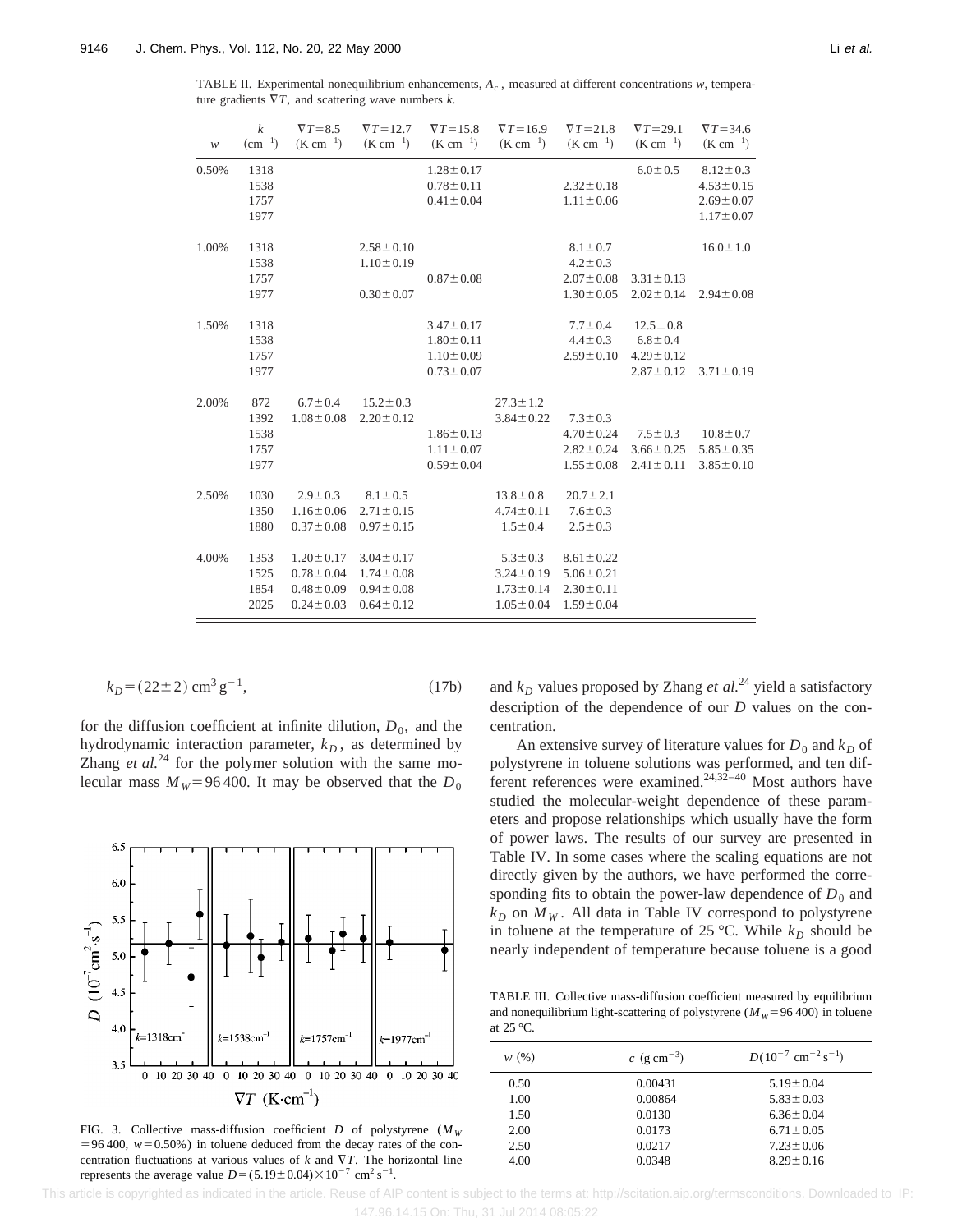TABLE II. Experimental nonequilibrium enhancements, $A_c$, measured at different concentrations $w$, temperature gradients $\nabla T$, and scattering wave numbers $k$.

| $w$ | $k$ ($\mathrm{cm}^{-1}$) | $\nabla T=8.5$ ($\mathrm{K\,cm}^{-1}$) | $\nabla T=12.7$ ($\mathrm{K\,cm}^{-1}$) | $\nabla T=15.8$ ($\mathrm{K\,cm}^{-1}$) | $\nabla T=16.9$ ($\mathrm{K\,cm}^{-1}$) | $\nabla T=21.8$ ($\mathrm{K\,cm}^{-1}$) | $\nabla T=29.1$ ($\mathrm{K\,cm}^{-1}$) | $\nabla T=34.6$ ($\mathrm{K\,cm}^{-1}$) |
|---|---|---|---|---|---|---|---|---|
| 0.50% | 1318 | | | $1.28\pm0.17$ | | | $6.0\pm0.5$ | $8.12\pm0.3$ |
| | 1538 | | | $0.78\pm0.11$ | | $2.32\pm0.18$ | | $4.53\pm0.15$ |
| | 1757 | | | $0.41\pm0.04$ | | $1.11\pm0.06$ | | $2.69\pm0.07$ |
| | 1977 | | | | | | | $1.17\pm0.07$ |
| 1.00% | 1318 | | $2.58\pm0.10$ | | | $8.1\pm0.7$ | | $16.0\pm1.0$ |
| | 1538 | | $1.10\pm0.19$ | | | $4.2\pm0.3$ | | |
| | 1757 | | | $0.87\pm0.08$ | | $2.07\pm0.08$ | $3.31\pm0.13$ | |
| | 1977 | | $0.30\pm0.07$ | | | $1.30\pm0.05$ | $2.02\pm0.14$ | $2.94\pm0.08$ |
| 1.50% | 1318 | | | $3.47\pm0.17$ | | $7.7\pm0.4$ | $12.5\pm0.8$ | |
| | 1538 | | | $1.80\pm0.11$ | | $4.4\pm0.3$ | $6.8\pm0.4$ | |
| | 1757 | | | $1.10\pm0.09$ | | $2.59\pm0.10$ | $4.29\pm0.12$ | |
| | 1977 | | | $0.73\pm0.07$ | | | $2.87\pm0.12$ | $3.71\pm0.19$ |
| 2.00% | 872 | $6.7\pm0.4$ | $15.2\pm0.3$ | | $27.3\pm1.2$ | | | |
| | 1392 | $1.08\pm0.08$ | $2.20\pm0.12$ | | $3.84\pm0.22$ | $7.3\pm0.3$ | | |
| | 1538 | | | $1.86\pm0.13$ | | $4.70\pm0.24$ | $7.5\pm0.3$ | $10.8\pm0.7$ |
| | 1757 | | | $1.11\pm0.07$ | | $2.82\pm0.24$ | $3.66\pm0.25$ | $5.85\pm0.35$ |
| | 1977 | | | $0.59\pm0.04$ | | $1.55\pm0.08$ | $2.41\pm0.11$ | $3.85\pm0.10$ |
| 2.50% | 1030 | $2.9\pm0.3$ | $8.1\pm0.5$ | | $13.8\pm0.8$ | $20.7\pm2.1$ | | |
| | 1350 | $1.16\pm0.06$ | $2.71\pm0.15$ | | $4.74\pm0.11$ | $7.6\pm0.3$ | | |
| | 1880 | $0.37\pm0.08$ | $0.97\pm0.15$ | | $1.5\pm0.4$ | $2.5\pm0.3$ | | |
| 4.00% | 1353 | $1.20\pm0.17$ | $3.04\pm0.17$ | | $5.3\pm0.3$ | $8.61\pm0.22$ | | |
| | 1525 | $0.78\pm0.04$ | $1.74\pm0.08$ | | $3.24\pm0.19$ | $5.06\pm0.21$ | | |
| | 1854 | $0.48\pm0.09$ | $0.94\pm0.08$ | | $1.73\pm0.14$ | $2.30\pm0.11$ | | |
| | 2025 | $0.24\pm0.03$ | $0.64\pm0.12$ | | $1.05\pm0.04$ | $1.59\pm0.04$ | | |

$$k_D=(22\pm2)\ \mathrm{cm^3\,g^{-1}}, \tag{17b}$$

for the diffusion coefficient at infinite dilution, $D_0$, and the hydrodynamic interaction parameter, $k_D$, as determined by Zhang *et al.*[24] for the polymer solution with the same molecular mass $M_W=96\,400$. It may be observed that the $D_0$ and $k_D$ values proposed by Zhang *et al.*[24] yield a satisfactory description of the dependence of our $D$ values on the concentration.

FIG. 3. Collective mass-diffusion coefficient $D$ of polystyrene ($M_W=96\,400$, $w=0.50\%$) in toluene deduced from the decay rates of the concentration fluctuations at various values of $k$ and $\nabla T$. The horizontal line represents the average value $D=(5.19\pm0.04)\times10^{-7}\ \mathrm{cm^2\,s^{-1}}$.

An extensive survey of literature values for $D_0$ and $k_D$ of polystyrene in toluene solutions was performed, and ten different references were examined.[24,32–40] Most authors have studied the molecular-weight dependence of these parameters and propose relationships which usually have the form of power laws. The results of our survey are presented in Table IV. In some cases where the scaling equations are not directly given by the authors, we have performed the corresponding fits to obtain the power-law dependence of $D_0$ and $k_D$ on $M_W$. All data in Table IV correspond to polystyrene in toluene at the temperature of 25 °C. While $k_D$ should be nearly independent of temperature because toluene is a good

TABLE III. Collective mass-diffusion coefficient measured by equilibrium and nonequilibrium light-scattering of polystyrene ($M_W=96\,400$) in toluene at 25 °C.

| $w$ (%) | $c$ ($\mathrm{g\,cm^{-3}}$) | $D$($10^{-7}\ \mathrm{cm^{-2}\,s^{-1}}$) |
|---|---|---|
| 0.50 | 0.00431 | $5.19\pm0.04$ |
| 1.00 | 0.00864 | $5.83\pm0.03$ |
| 1.50 | 0.0130 | $6.36\pm0.04$ |
| 2.00 | 0.0173 | $6.71\pm0.05$ |
| 2.50 | 0.0217 | $7.23\pm0.06$ |
| 4.00 | 0.0348 | $8.29\pm0.16$ |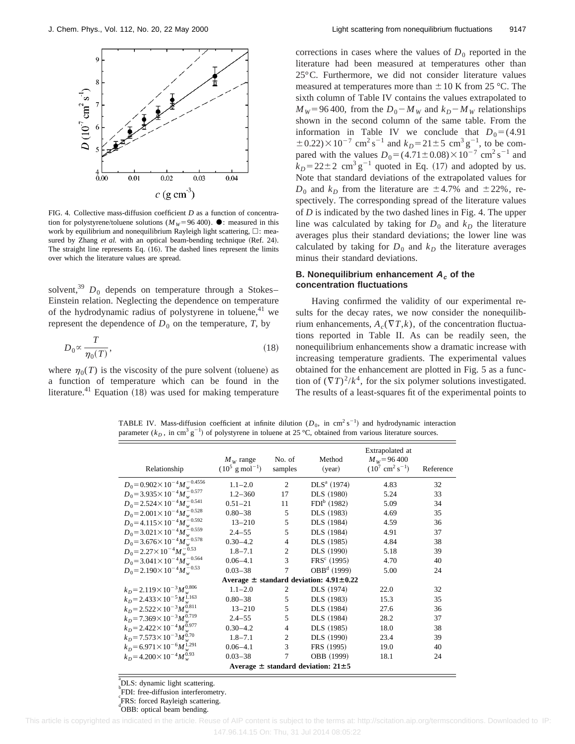FIG. 4. Collective mass-diffusion coefficient $D$ as a function of concentration for polystyrene/toluene solutions ($M_W = 96\,400$). ●: measured in this work by equilibrium and nonequilibrium Rayleigh light scattering, □: measured by Zhang *et al.* with an optical beam-bending technique (Ref. 24). The straight line represents Eq. (16). The dashed lines represent the limits over which the literature values are spread.

solvent,[39] $D_0$ depends on temperature through a Stokes–Einstein relation. Neglecting the dependence on temperature of the hydrodynamic radius of polystyrene in toluene,[41] we represent the dependence of $D_0$ on the temperature, $T$, by

$$D_0 \propto \frac{T}{\eta_0(T)}, \tag{18}$$

where $\eta_0(T)$ is the viscosity of the pure solvent (toluene) as a function of temperature which can be found in the literature.[41] Equation (18) was used for making temperature corrections in cases where the values of $D_0$ reported in the literature had been measured at temperatures other than 25°C. Furthermore, we did not consider literature values measured at temperatures more than $\pm 10$ K from 25 °C. The sixth column of Table IV contains the values extrapolated to $M_W = 96\,400$, from the $D_0 - M_W$ and $k_D - M_W$ relationships shown in the second column of the same table. From the information in Table IV we conclude that $D_0 = (4.91 \pm 0.22) \times 10^{-7}$ cm$^2$ s$^{-1}$ and $k_D = 21 \pm 5$ cm$^3$ g$^{-1}$, to be compared with the values $D_0 = (4.71 \pm 0.08) \times 10^{-7}$ cm$^2$ s$^{-1}$ and $k_D = 22 \pm 2$ cm$^3$ g$^{-1}$ quoted in Eq. (17) and adopted by us. Note that standard deviations of the extrapolated values for $D_0$ and $k_D$ from the literature are $\pm 4.7\%$ and $\pm 22\%$, respectively. The corresponding spread of the literature values of $D$ is indicated by the two dashed lines in Fig. 4. The upper line was calculated by taking for $D_0$ and $k_D$ the literature averages plus their standard deviations; the lower line was calculated by taking for $D_0$ and $k_D$ the literature averages minus their standard deviations.

### B. Nonequilibrium enhancement $A_c$ of the concentration fluctuations

Having confirmed the validity of our experimental results for the decay rates, we now consider the nonequilibrium enhancements, $A_c(\nabla T, k)$, of the concentration fluctuations reported in Table II. As can be readily seen, the nonequilibrium enhancements show a dramatic increase with increasing temperature gradients. The experimental values obtained for the enhancement are plotted in Fig. 5 as a function of $(\nabla T)^2/k^4$, for the six polymer solutions investigated. The results of a least-squares fit of the experimental points to

TABLE IV. Mass-diffusion coefficient at infinite dilution ($D_0$, in cm$^2$ s$^{-1}$) and hydrodynamic interaction parameter ($k_D$, in cm$^3$ g$^{-1}$) of polystyrene in toluene at 25 °C, obtained from various literature sources.

| Relationship | $M_W$ range ($10^5$ g mol$^{-1}$) | No. of samples | Method (year) | Extrapolated at $M_W = 96\,400$ ($10^7$ cm$^2$ s$^{-1}$) | Reference |
|---|---|---|---|---|---|
| $D_0 = 0.902 \times 10^{-4} M_w^{-0.4556}$ | 1.1–2.0 | 2 | DLS[a] (1974) | 4.83 | 32 |
| $D_0 = 3.935 \times 10^{-4} M_w^{-0.577}$ | 1.2–360 | 17 | DLS (1980) | 5.24 | 33 |
| $D_0 = 2.524 \times 10^{-4} M_w^{-0.541}$ | 0.51–21 | 11 | FDI[b] (1982) | 5.09 | 34 |
| $D_0 = 2.001 \times 10^{-4} M_w^{-0.528}$ | 0.80–38 | 5 | DLS (1983) | 4.69 | 35 |
| $D_0 = 4.115 \times 10^{-4} M_w^{-0.592}$ | 13–210 | 5 | DLS (1984) | 4.59 | 36 |
| $D_0 = 3.021 \times 10^{-4} M_w^{-0.559}$ | 2.4–55 | 5 | DLS (1984) | 4.91 | 37 |
| $D_0 = 3.676 \times 10^{-4} M_w^{-0.578}$ | 0.30–4.2 | 4 | DLS (1985) | 4.84 | 38 |
| $D_0 = 2.27 \times 10^{-4} M_w^{-0.53}$ | 1.8–7.1 | 2 | DLS (1990) | 5.18 | 39 |
| $D_0 = 3.041 \times 10^{-4} M_w^{-0.564}$ | 0.06–4.1 | 3 | FRS[c] (1995) | 4.70 | 40 |
| $D_0 = 2.190 \times 10^{-4} M_w^{-0.53}$ | 0.03–38 | 7 | OBB[d] (1999) | 5.00 | 24 |
| **Average ± standard deviation: 4.91±0.22** | | | | | |
| $k_D = 2.119 \times 10^{-3} M_w^{0.806}$ | 1.1–2.0 | 2 | DLS (1974) | 22.0 | 32 |
| $k_D = 2.433 \times 10^{-5} M_w^{1.163}$ | 0.80–38 | 5 | DLS (1983) | 15.3 | 35 |
| $k_D = 2.522 \times 10^{-3} M_w^{0.811}$ | 13–210 | 5 | DLS (1984) | 27.6 | 36 |
| $k_D = 7.369 \times 10^{-3} M_w^{0.719}$ | 2.4–55 | 5 | DLS (1984) | 28.2 | 37 |
| $k_D = 2.422 \times 10^{-4} M_w^{0.977}$ | 0.30–4.2 | 4 | DLS (1985) | 18.0 | 38 |
| $k_D = 7.573 \times 10^{-3} M_w^{0.70}$ | 1.8–7.1 | 2 | DLS (1990) | 23.4 | 39 |
| $k_D = 6.971 \times 10^{-6} M_w^{1.291}$ | 0.06–4.1 | 3 | FRS (1995) | 19.0 | 40 |
| $k_D = 4.200 \times 10^{-4} M_w^{0.93}$ | 0.03–38 | 7 | OBB (1999) | 18.1 | 24 |
| **Average ± standard deviation: 21±5** | | | | | |

[a]DLS: dynamic light scattering.
[b]FDI: free-diffusion interferometry.
[c]FRS: forced Rayleigh scattering.
[d]OBB: optical beam bending.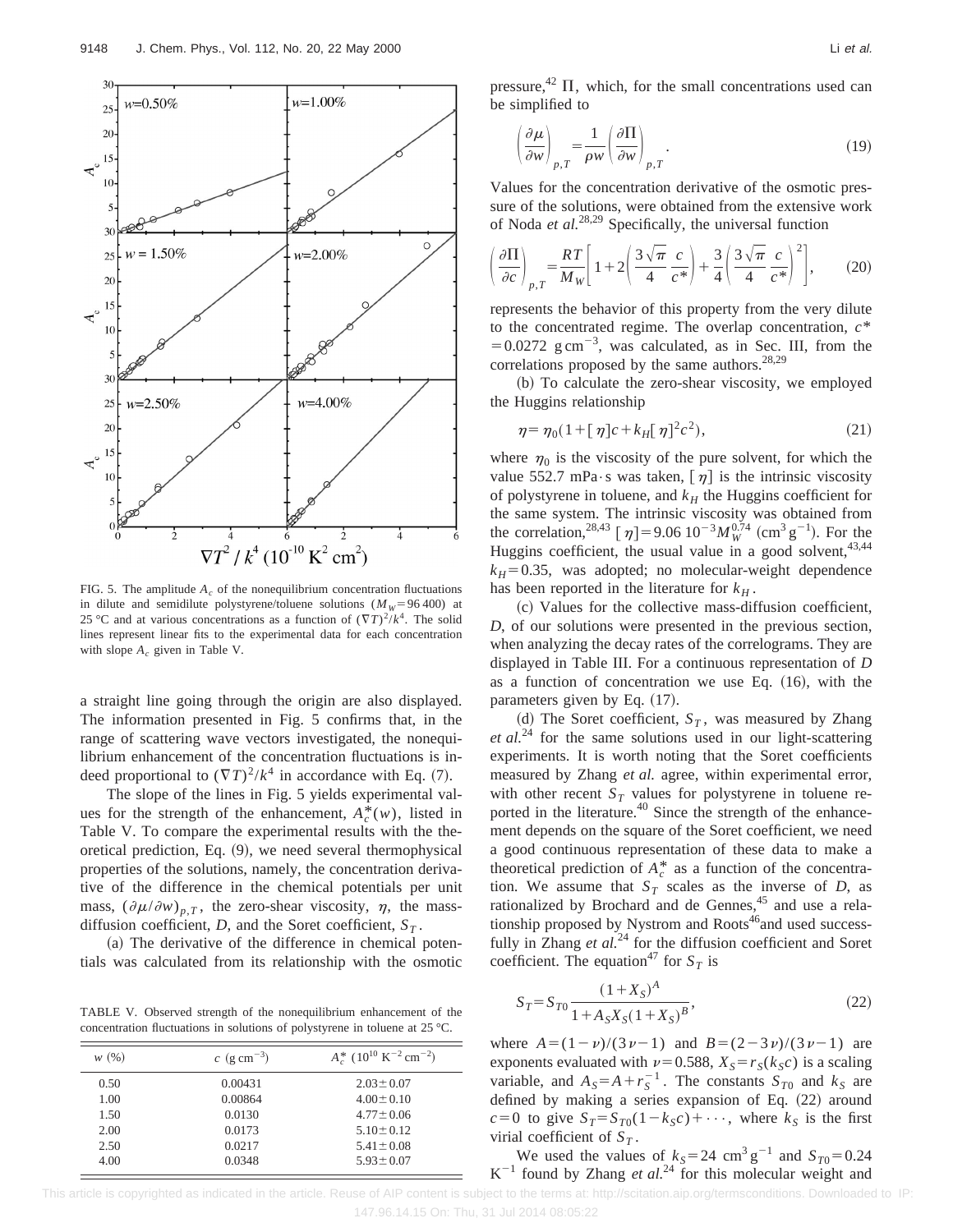FIG. 5. The amplitude $A_c$ of the nonequilibrium concentration fluctuations in dilute and semidilute polystyrene/toluene solutions ($M_W$=96 400) at 25 °C and at various concentrations as a function of $(\nabla T)^2/k^4$. The solid lines represent linear fits to the experimental data for each concentration with slope $A_c$ given in Table V.

a straight line going through the origin are also displayed. The information presented in Fig. 5 confirms that, in the range of scattering wave vectors investigated, the nonequilibrium enhancement of the concentration fluctuations is indeed proportional to $(\nabla T)^2/k^4$ in accordance with Eq. (7).

The slope of the lines in Fig. 5 yields experimental values for the strength of the enhancement, $A_c^*(w)$, listed in Table V. To compare the experimental results with the theoretical prediction, Eq. (9), we need several thermophysical properties of the solutions, namely, the concentration derivative of the difference in the chemical potentials per unit mass, $(\partial\mu/\partial w)_{p,T}$, the zero-shear viscosity, $\eta$, the mass-diffusion coefficient, $D$, and the Soret coefficient, $S_T$.

(a) The derivative of the difference in chemical potentials was calculated from its relationship with the osmotic pressure,[42] $\Pi$, which, for the small concentrations used can be simplified to

$$\left(\frac{\partial\mu}{\partial w}\right)_{p,T} = \frac{1}{\rho w}\left(\frac{\partial\Pi}{\partial w}\right)_{p,T}. \tag{19}$$

Values for the concentration derivative of the osmotic pressure of the solutions, were obtained from the extensive work of Noda *et al.*[28,29] Specifically, the universal function

$$\left(\frac{\partial\Pi}{\partial c}\right)_{p,T} = \frac{RT}{M_W}\left[1 + 2\left(\frac{3\sqrt{\pi}}{4}\frac{c}{c^*}\right) + \frac{3}{4}\left(\frac{3\sqrt{\pi}}{4}\frac{c}{c^*}\right)^2\right], \tag{20}$$

represents the behavior of this property from the very dilute to the concentrated regime. The overlap concentration, $c^* = 0.0272\ \mathrm{g\,cm^{-3}}$, was calculated, as in Sec. III, from the correlations proposed by the same authors.[28,29]

(b) To calculate the zero-shear viscosity, we employed the Huggins relationship

$$\eta = \eta_0(1 + [\eta]c + k_H[\eta]^2c^2), \tag{21}$$

where $\eta_0$ is the viscosity of the pure solvent, for which the value 552.7 mPa·s was taken, $[\eta]$ is the intrinsic viscosity of polystyrene in toluene, and $k_H$ the Huggins coefficient for the same system. The intrinsic viscosity was obtained from the correlation,[28,43] $[\eta] = 9.06\ 10^{-3}M_W^{0.74}$ ($\mathrm{cm^3\,g^{-1}}$). For the Huggins coefficient, the usual value in a good solvent,[43,44] $k_H = 0.35$, was adopted; no molecular-weight dependence has been reported in the literature for $k_H$.

(c) Values for the collective mass-diffusion coefficient, $D$, of our solutions were presented in the previous section, when analyzing the decay rates of the correlograms. They are displayed in Table III. For a continuous representation of $D$ as a function of concentration we use Eq. (16), with the parameters given by Eq. (17).

(d) The Soret coefficient, $S_T$, was measured by Zhang *et al.*[24] for the same solutions used in our light-scattering experiments. It is worth noting that the Soret coefficients measured by Zhang *et al.* agree, within experimental error, with other recent $S_T$ values for polystyrene in toluene reported in the literature.[40] Since the strength of the enhancement depends on the square of the Soret coefficient, we need a good continuous representation of these data to make a theoretical prediction of $A_c^*$ as a function of the concentration. We assume that $S_T$ scales as the inverse of $D$, as rationalized by Brochard and de Gennes,[45] and use a relationship proposed by Nystrom and Roots[46] and used successfully in Zhang *et al.*[24] for the diffusion coefficient and Soret coefficient. The equation[47] for $S_T$ is

$$S_T = S_{T0}\frac{(1+X_S)^A}{1 + A_S X_S(1+X_S)^B}, \tag{22}$$

where $A = (1-\nu)/(3\nu-1)$ and $B = (2-3\nu)/(3\nu-1)$ are exponents evaluated with $\nu = 0.588$, $X_S = r_S(k_S c)$ is a scaling variable, and $A_S = A + r_S^{-1}$. The constants $S_{T0}$ and $k_S$ are defined by making a series expansion of Eq. (22) around $c=0$ to give $S_T = S_{T0}(1 - k_S c) + \cdots$, where $k_S$ is the first virial coefficient of $S_T$.

We used the values of $k_S = 24\ \mathrm{cm^3\,g^{-1}}$ and $S_{T0} = 0.24\ \mathrm{K^{-1}}$ found by Zhang *et al.*[24] for this molecular weight and

TABLE V. Observed strength of the nonequilibrium enhancement of the concentration fluctuations in solutions of polystyrene in toluene at 25 °C.

| $w$ (%) | $c$ ($\mathrm{g\,cm^{-3}}$) | $A_c^*$ ($10^{10}\ \mathrm{K^{-2}\,cm^{-2}}$) |
|---|---|---|
| 0.50 | 0.00431 | 2.03±0.07 |
| 1.00 | 0.00864 | 4.00±0.10 |
| 1.50 | 0.0130 | 4.77±0.06 |
| 2.00 | 0.0173 | 5.10±0.12 |
| 2.50 | 0.0217 | 5.41±0.08 |
| 4.00 | 0.0348 | 5.93±0.07 |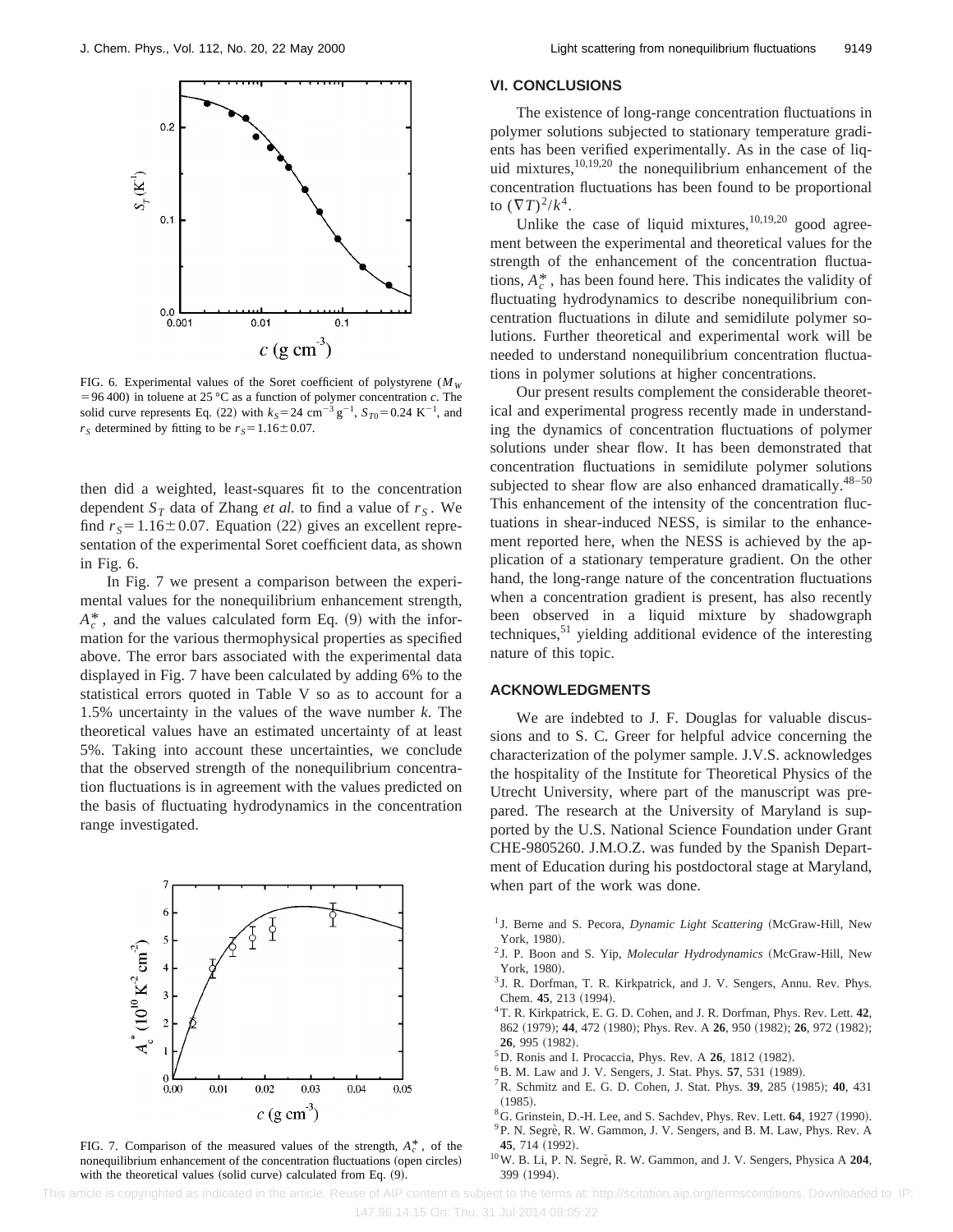FIG. 6. Experimental values of the Soret coefficient of polystyrene ($M_W = 96\,400$) in toluene at 25 °C as a function of polymer concentration $c$. The solid curve represents Eq. (22) with $k_S = 24\ \text{cm}^{-3}\ \text{g}^{-1}$, $S_{T0} = 0.24\ \text{K}^{-1}$, and $r_S$ determined by fitting to be $r_S = 1.16 \pm 0.07$.

then did a weighted, least-squares fit to the concentration dependent $S_T$ data of Zhang *et al.* to find a value of $r_S$. We find $r_S = 1.16 \pm 0.07$. Equation (22) gives an excellent representation of the experimental Soret coefficient data, as shown in Fig. 6.

In Fig. 7 we present a comparison between the experimental values for the nonequilibrium enhancement strength, $A_c^*$, and the values calculated form Eq. (9) with the information for the various thermophysical properties as specified above. The error bars associated with the experimental data displayed in Fig. 7 have been calculated by adding 6% to the statistical errors quoted in Table V so as to account for a 1.5% uncertainty in the values of the wave number $k$. The theoretical values have an estimated uncertainty of at least 5%. Taking into account these uncertainties, we conclude that the observed strength of the nonequilibrium concentration fluctuations is in agreement with the values predicted on the basis of fluctuating hydrodynamics in the concentration range investigated.

FIG. 7. Comparison of the measured values of the strength, $A_c^*$, of the nonequilibrium enhancement of the concentration fluctuations (open circles) with the theoretical values (solid curve) calculated from Eq. (9).

## VI. CONCLUSIONS

The existence of long-range concentration fluctuations in polymer solutions subjected to stationary temperature gradients has been verified experimentally. As in the case of liquid mixtures,[10,19,20] the nonequilibrium enhancement of the concentration fluctuations has been found to be proportional to $(\nabla T)^2/k^4$.

Unlike the case of liquid mixtures,[10,19,20] good agreement between the experimental and theoretical values for the strength of the enhancement of the concentration fluctuations, $A_c^*$, has been found here. This indicates the validity of fluctuating hydrodynamics to describe nonequilibrium concentration fluctuations in dilute and semidilute polymer solutions. Further theoretical and experimental work will be needed to understand nonequilibrium concentration fluctuations in polymer solutions at higher concentrations.

Our present results complement the considerable theoretical and experimental progress recently made in understanding the dynamics of concentration fluctuations of polymer solutions under shear flow. It has been demonstrated that concentration fluctuations in semidilute polymer solutions subjected to shear flow are also enhanced dramatically.[48–50] This enhancement of the intensity of the concentration fluctuations in shear-induced NESS, is similar to the enhancement reported here, when the NESS is achieved by the application of a stationary temperature gradient. On the other hand, the long-range nature of the concentration fluctuations when a concentration gradient is present, has also recently been observed in a liquid mixture by shadowgraph techniques,[51] yielding additional evidence of the interesting nature of this topic.

## ACKNOWLEDGMENTS

We are indebted to J. F. Douglas for valuable discussions and to S. C. Greer for helpful advice concerning the characterization of the polymer sample. J.V.S. acknowledges the hospitality of the Institute for Theoretical Physics of the Utrecht University, where part of the manuscript was prepared. The research at the University of Maryland is supported by the U.S. National Science Foundation under Grant CHE-9805260. J.M.O.Z. was funded by the Spanish Department of Education during his postdoctoral stage at Maryland, when part of the work was done.

[1] J. Berne and S. Pecora, *Dynamic Light Scattering* (McGraw-Hill, New York, 1980).
[2] J. P. Boon and S. Yip, *Molecular Hydrodynamics* (McGraw-Hill, New York, 1980).
[3] J. R. Dorfman, T. R. Kirkpatrick, and J. V. Sengers, Annu. Rev. Phys. Chem. **45**, 213 (1994).
[4] T. R. Kirkpatrick, E. G. D. Cohen, and J. R. Dorfman, Phys. Rev. Lett. **42**, 862 (1979); **44**, 472 (1980); Phys. Rev. A **26**, 950 (1982); **26**, 972 (1982); **26**, 995 (1982).
[5] D. Ronis and I. Procaccia, Phys. Rev. A **26**, 1812 (1982).
[6] B. M. Law and J. V. Sengers, J. Stat. Phys. **57**, 531 (1989).
[7] R. Schmitz and E. G. D. Cohen, J. Stat. Phys. **39**, 285 (1985); **40**, 431 (1985).
[8] G. Grinstein, D.-H. Lee, and S. Sachdev, Phys. Rev. Lett. **64**, 1927 (1990).
[9] P. N. Segrè, R. W. Gammon, J. V. Sengers, and B. M. Law, Phys. Rev. A **45**, 714 (1992).
[10] W. B. Li, P. N. Segrè, R. W. Gammon, and J. V. Sengers, Physica A **204**, 399 (1994).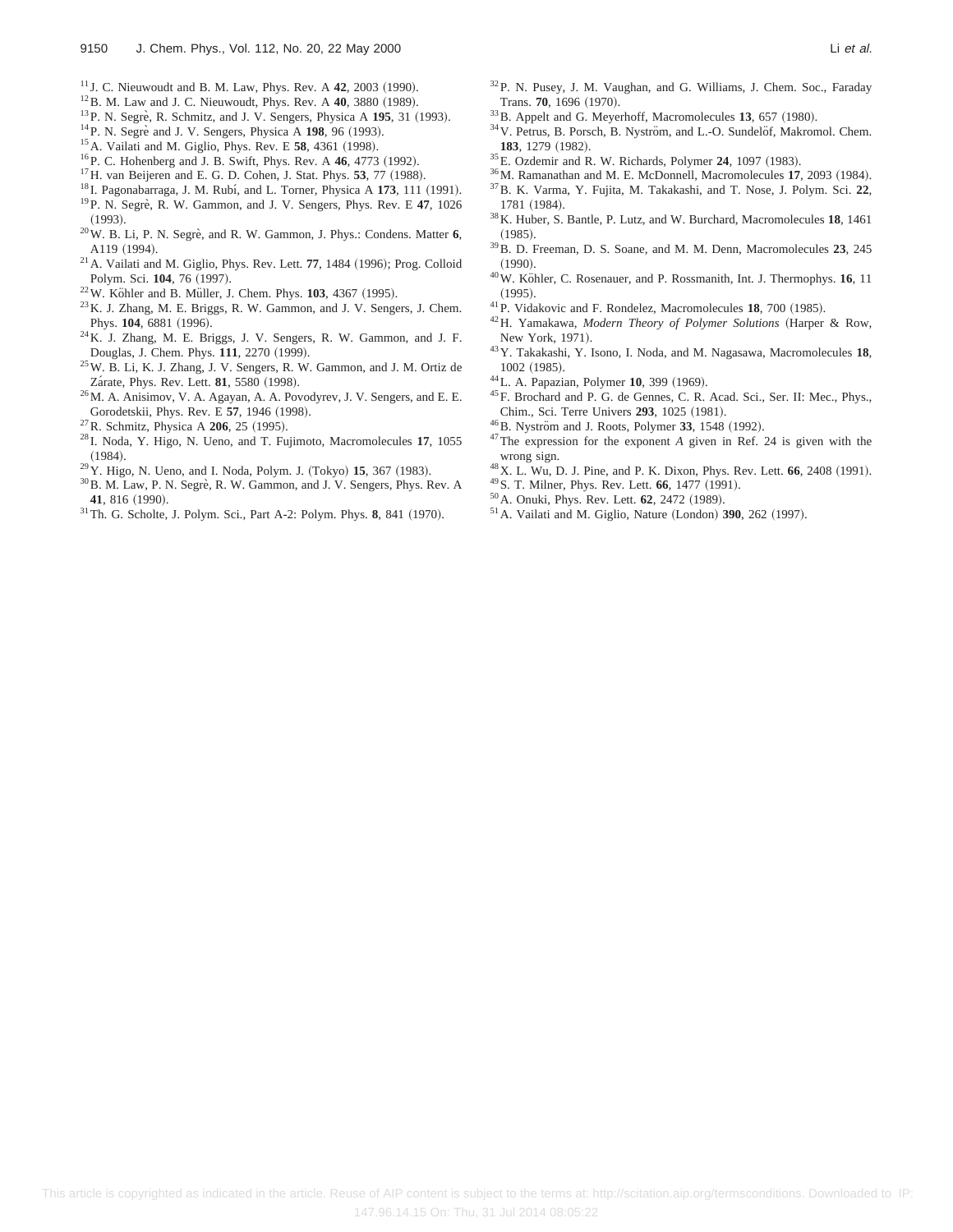[11] J. C. Nieuwoudt and B. M. Law, Phys. Rev. A **42**, 2003 (1990).

[12] B. M. Law and J. C. Nieuwoudt, Phys. Rev. A **40**, 3880 (1989).

[13] P. N. Segrè, R. Schmitz, and J. V. Sengers, Physica A **195**, 31 (1993).

[14] P. N. Segrè and J. V. Sengers, Physica A **198**, 96 (1993).

[15] A. Vailati and M. Giglio, Phys. Rev. E **58**, 4361 (1998).

[16] P. C. Hohenberg and J. B. Swift, Phys. Rev. A **46**, 4773 (1992).

[17] H. van Beijeren and E. G. D. Cohen, J. Stat. Phys. **53**, 77 (1988).

[18] I. Pagonabarraga, J. M. Rubí, and L. Torner, Physica A **173**, 111 (1991).

[19] P. N. Segrè, R. W. Gammon, and J. V. Sengers, Phys. Rev. E **47**, 1026 (1993).

[20] W. B. Li, P. N. Segrè, and R. W. Gammon, J. Phys.: Condens. Matter **6**, A119 (1994).

[21] A. Vailati and M. Giglio, Phys. Rev. Lett. **77**, 1484 (1996); Prog. Colloid Polym. Sci. **104**, 76 (1997).

[22] W. Köhler and B. Müller, J. Chem. Phys. **103**, 4367 (1995).

[23] K. J. Zhang, M. E. Briggs, R. W. Gammon, and J. V. Sengers, J. Chem. Phys. **104**, 6881 (1996).

[24] K. J. Zhang, M. E. Briggs, J. V. Sengers, R. W. Gammon, and J. F. Douglas, J. Chem. Phys. **111**, 2270 (1999).

[25] W. B. Li, K. J. Zhang, J. V. Sengers, R. W. Gammon, and J. M. Ortiz de Zárate, Phys. Rev. Lett. **81**, 5580 (1998).

[26] M. A. Anisimov, V. A. Agayan, A. A. Povodyrev, J. V. Sengers, and E. E. Gorodetskii, Phys. Rev. E **57**, 1946 (1998).

[27] R. Schmitz, Physica A **206**, 25 (1995).

[28] I. Noda, Y. Higo, N. Ueno, and T. Fujimoto, Macromolecules **17**, 1055 (1984).

[29] Y. Higo, N. Ueno, and I. Noda, Polym. J. (Tokyo) **15**, 367 (1983).

[30] B. M. Law, P. N. Segrè, R. W. Gammon, and J. V. Sengers, Phys. Rev. A **41**, 816 (1990).

[31] Th. G. Scholte, J. Polym. Sci., Part A-2: Polym. Phys. **8**, 841 (1970).

[32] P. N. Pusey, J. M. Vaughan, and G. Williams, J. Chem. Soc., Faraday Trans. **70**, 1696 (1970).

[33] B. Appelt and G. Meyerhoff, Macromolecules **13**, 657 (1980).

[34] V. Petrus, B. Porsch, B. Nyström, and L.-O. Sundelöf, Makromol. Chem. **183**, 1279 (1982).

[35] E. Ozdemir and R. W. Richards, Polymer **24**, 1097 (1983).

[36] M. Ramanathan and M. E. McDonnell, Macromolecules **17**, 2093 (1984).

[37] B. K. Varma, Y. Fujita, M. Takakashi, and T. Nose, J. Polym. Sci. **22**, 1781 (1984).

[38] K. Huber, S. Bantle, P. Lutz, and W. Burchard, Macromolecules **18**, 1461 (1985).

[39] B. D. Freeman, D. S. Soane, and M. M. Denn, Macromolecules **23**, 245 (1990).

[40] W. Köhler, C. Rosenauer, and P. Rossmanith, Int. J. Thermophys. **16**, 11 (1995).

[41] P. Vidakovic and F. Rondelez, Macromolecules **18**, 700 (1985).

[42] H. Yamakawa, *Modern Theory of Polymer Solutions* (Harper & Row, New York, 1971).

[43] Y. Takakashi, Y. Isono, I. Noda, and M. Nagasawa, Macromolecules **18**, 1002 (1985).

[44] L. A. Papazian, Polymer **10**, 399 (1969).

[45] F. Brochard and P. G. de Gennes, C. R. Acad. Sci., Ser. II: Mec., Phys., Chim., Sci. Terre Univers **293**, 1025 (1981).

[46] B. Nyström and J. Roots, Polymer **33**, 1548 (1992).

[47] The expression for the exponent *A* given in Ref. 24 is given with the wrong sign.

[48] X. L. Wu, D. J. Pine, and P. K. Dixon, Phys. Rev. Lett. **66**, 2408 (1991).

[49] S. T. Milner, Phys. Rev. Lett. **66**, 1477 (1991).

[50] A. Onuki, Phys. Rev. Lett. **62**, 2472 (1989).

[51] A. Vailati and M. Giglio, Nature (London) **390**, 262 (1997).